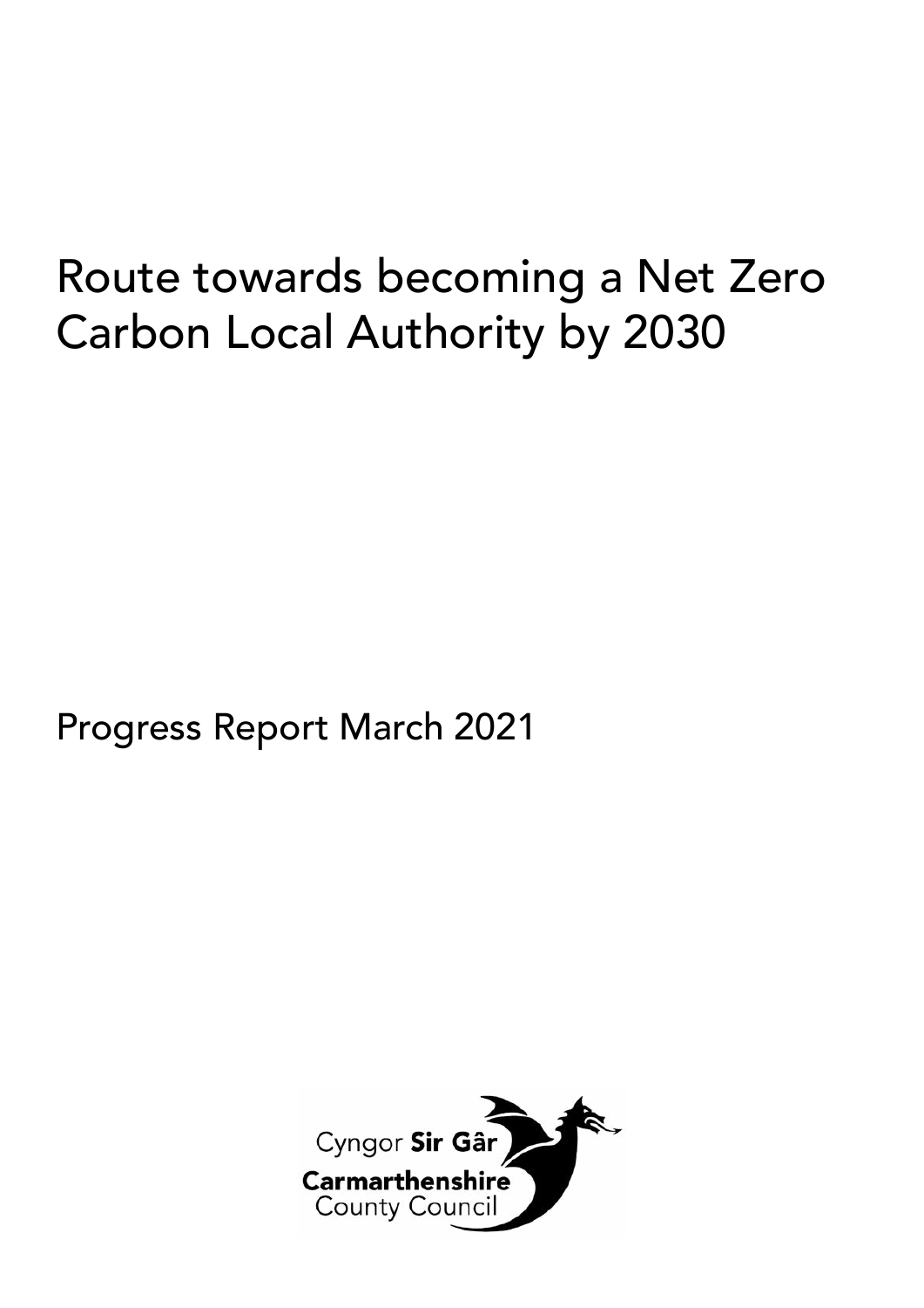# Route towards becoming a Net Zero Carbon Local Authority by 2030

Progress Report March 2021

Cyngor **Sir Gâr**
**Carmarthenshire**
County Council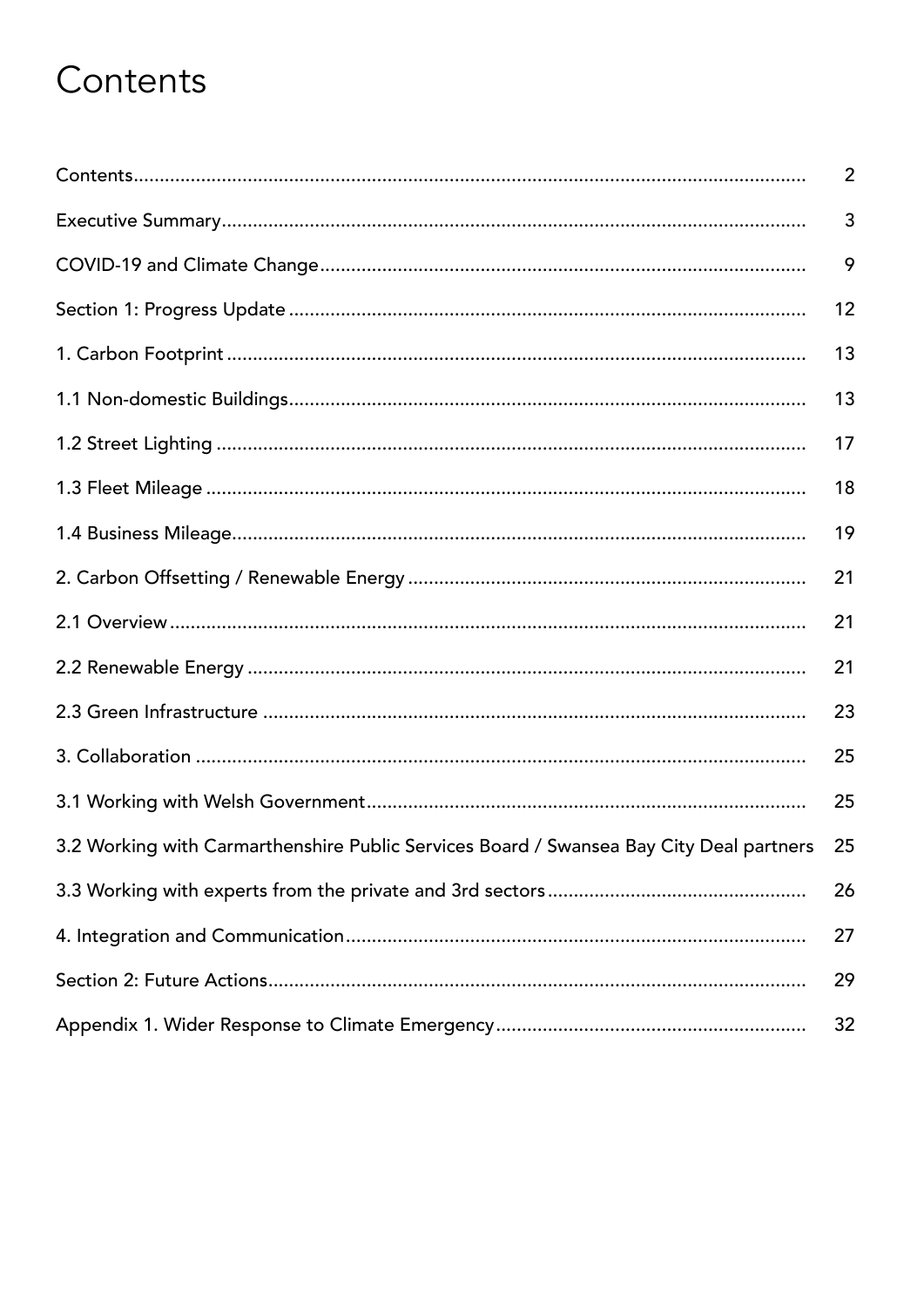# Contents

| | |
|---|---|
| Contents | 2 |
| Executive Summary | 3 |
| COVID-19 and Climate Change | 9 |
| Section 1: Progress Update | 12 |
| 1. Carbon Footprint | 13 |
| 1.1 Non-domestic Buildings | 13 |
| 1.2 Street Lighting | 17 |
| 1.3 Fleet Mileage | 18 |
| 1.4 Business Mileage | 19 |
| 2. Carbon Offsetting / Renewable Energy | 21 |
| 2.1 Overview | 21 |
| 2.2 Renewable Energy | 21 |
| 2.3 Green Infrastructure | 23 |
| 3. Collaboration | 25 |
| 3.1 Working with Welsh Government | 25 |
| 3.2 Working with Carmarthenshire Public Services Board / Swansea Bay City Deal partners | 25 |
| 3.3 Working with experts from the private and 3rd sectors | 26 |
| 4. Integration and Communication | 27 |
| Section 2: Future Actions | 29 |
| Appendix 1. Wider Response to Climate Emergency | 32 |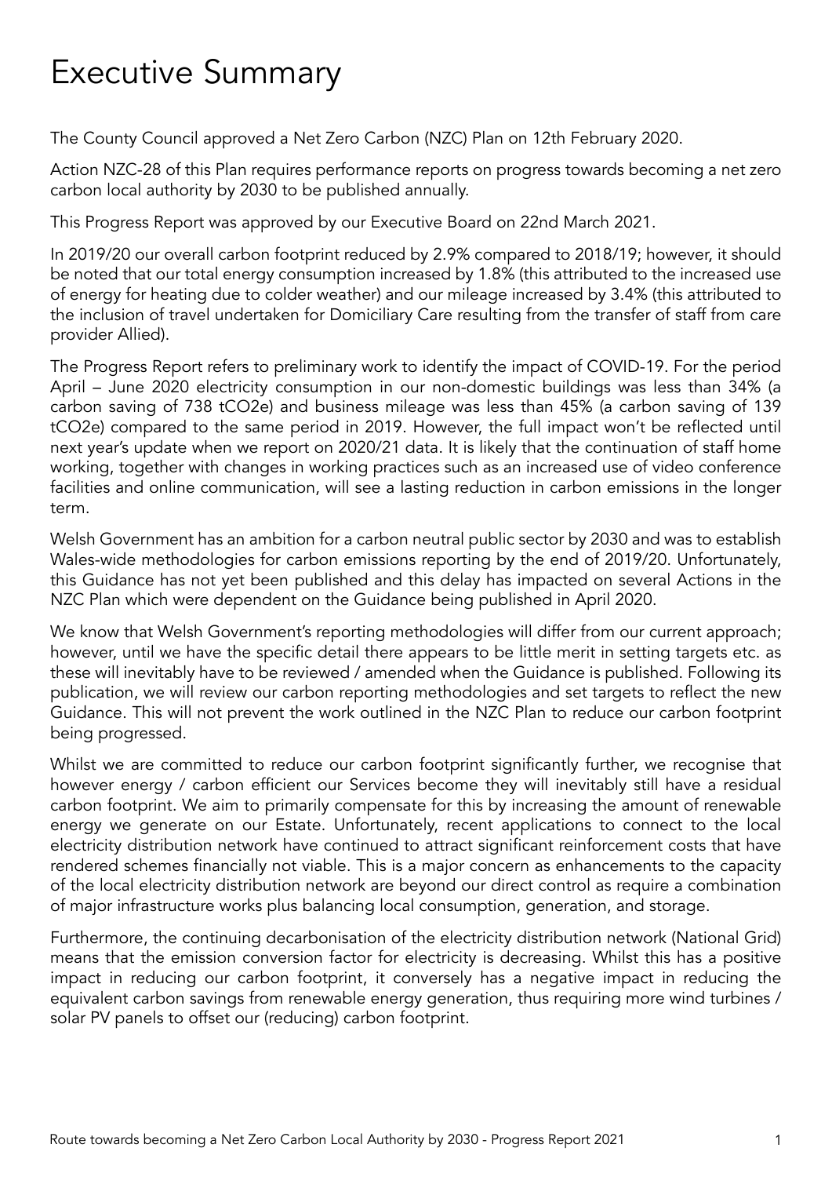# Executive Summary

The County Council approved a Net Zero Carbon (NZC) Plan on 12th February 2020.

Action NZC-28 of this Plan requires performance reports on progress towards becoming a net zero carbon local authority by 2030 to be published annually.

This Progress Report was approved by our Executive Board on 22nd March 2021.

In 2019/20 our overall carbon footprint reduced by 2.9% compared to 2018/19; however, it should be noted that our total energy consumption increased by 1.8% (this attributed to the increased use of energy for heating due to colder weather) and our mileage increased by 3.4% (this attributed to the inclusion of travel undertaken for Domiciliary Care resulting from the transfer of staff from care provider Allied).

The Progress Report refers to preliminary work to identify the impact of COVID-19. For the period April – June 2020 electricity consumption in our non-domestic buildings was less than 34% (a carbon saving of 738 tCO2e) and business mileage was less than 45% (a carbon saving of 139 tCO2e) compared to the same period in 2019. However, the full impact won't be reflected until next year's update when we report on 2020/21 data. It is likely that the continuation of staff home working, together with changes in working practices such as an increased use of video conference facilities and online communication, will see a lasting reduction in carbon emissions in the longer term.

Welsh Government has an ambition for a carbon neutral public sector by 2030 and was to establish Wales-wide methodologies for carbon emissions reporting by the end of 2019/20. Unfortunately, this Guidance has not yet been published and this delay has impacted on several Actions in the NZC Plan which were dependent on the Guidance being published in April 2020.

We know that Welsh Government's reporting methodologies will differ from our current approach; however, until we have the specific detail there appears to be little merit in setting targets etc. as these will inevitably have to be reviewed / amended when the Guidance is published. Following its publication, we will review our carbon reporting methodologies and set targets to reflect the new Guidance. This will not prevent the work outlined in the NZC Plan to reduce our carbon footprint being progressed.

Whilst we are committed to reduce our carbon footprint significantly further, we recognise that however energy / carbon efficient our Services become they will inevitably still have a residual carbon footprint. We aim to primarily compensate for this by increasing the amount of renewable energy we generate on our Estate. Unfortunately, recent applications to connect to the local electricity distribution network have continued to attract significant reinforcement costs that have rendered schemes financially not viable. This is a major concern as enhancements to the capacity of the local electricity distribution network are beyond our direct control as require a combination of major infrastructure works plus balancing local consumption, generation, and storage.

Furthermore, the continuing decarbonisation of the electricity distribution network (National Grid) means that the emission conversion factor for electricity is decreasing. Whilst this has a positive impact in reducing our carbon footprint, it conversely has a negative impact in reducing the equivalent carbon savings from renewable energy generation, thus requiring more wind turbines / solar PV panels to offset our (reducing) carbon footprint.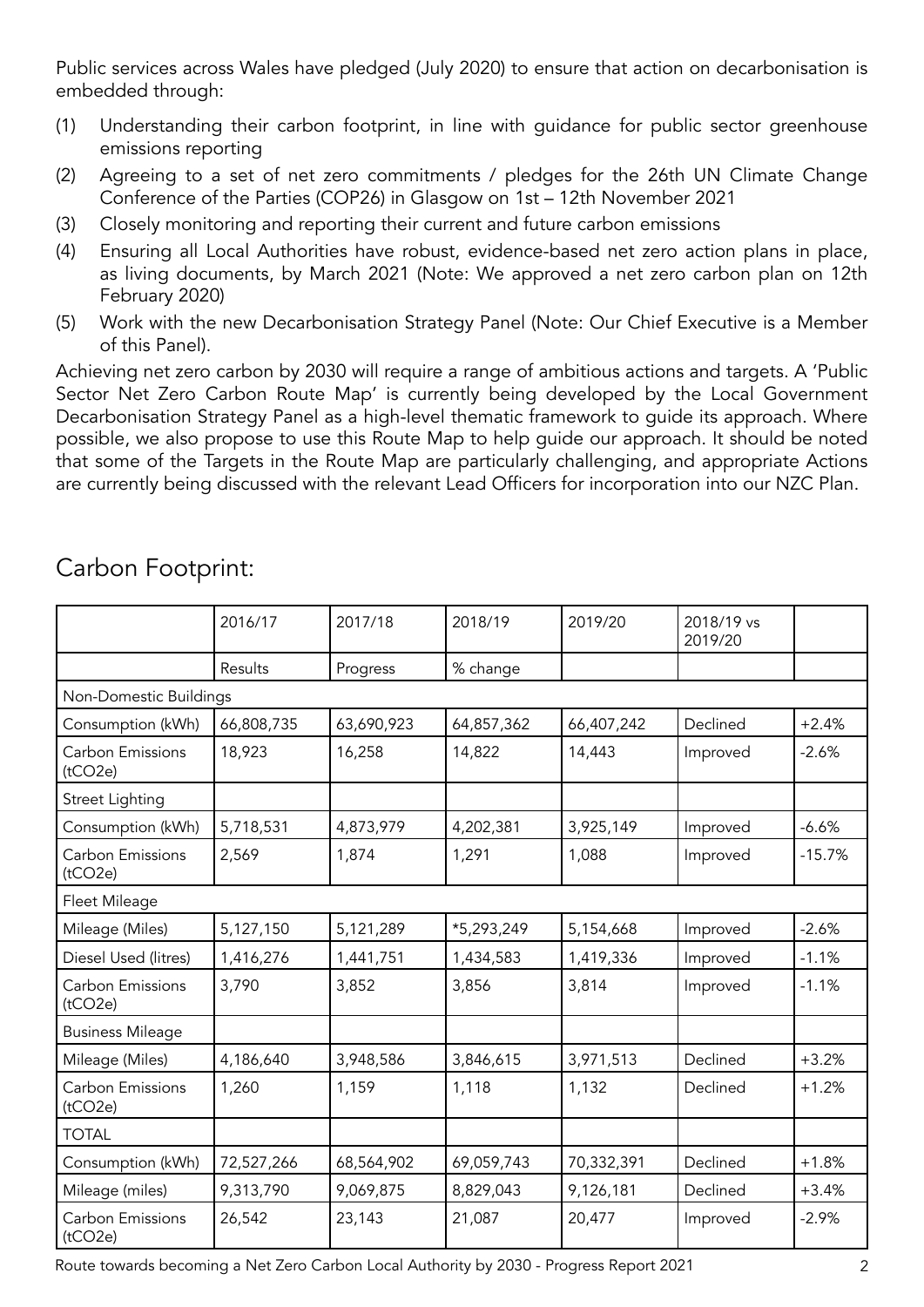Public services across Wales have pledged (July 2020) to ensure that action on decarbonisation is embedded through:

(1) Understanding their carbon footprint, in line with guidance for public sector greenhouse emissions reporting
(2) Agreeing to a set of net zero commitments / pledges for the 26th UN Climate Change Conference of the Parties (COP26) in Glasgow on 1st – 12th November 2021
(3) Closely monitoring and reporting their current and future carbon emissions
(4) Ensuring all Local Authorities have robust, evidence-based net zero action plans in place, as living documents, by March 2021 (Note: We approved a net zero carbon plan on 12th February 2020)
(5) Work with the new Decarbonisation Strategy Panel (Note: Our Chief Executive is a Member of this Panel).

Achieving net zero carbon by 2030 will require a range of ambitious actions and targets. A 'Public Sector Net Zero Carbon Route Map' is currently being developed by the Local Government Decarbonisation Strategy Panel as a high-level thematic framework to guide its approach. Where possible, we also propose to use this Route Map to help guide our approach. It should be noted that some of the Targets in the Route Map are particularly challenging, and appropriate Actions are currently being discussed with the relevant Lead Officers for incorporation into our NZC Plan.

## Carbon Footprint:

| | 2016/17 | 2017/18 | 2018/19 | 2019/20 | 2018/19 vs 2019/20 | |
|---|---|---|---|---|---|---|
| | Results | Progress | % change | | | |
| Non-Domestic Buildings | | | | | | |
| Consumption (kWh) | 66,808,735 | 63,690,923 | 64,857,362 | 66,407,242 | Declined | +2.4% |
| Carbon Emissions ($tCO_2e$) | 18,923 | 16,258 | 14,822 | 14,443 | Improved | -2.6% |
| Street Lighting | | | | | | |
| Consumption (kWh) | 5,718,531 | 4,873,979 | 4,202,381 | 3,925,149 | Improved | -6.6% |
| Carbon Emissions ($tCO_2e$) | 2,569 | 1,874 | 1,291 | 1,088 | Improved | -15.7% |
| Fleet Mileage | | | | | | |
| Mileage (Miles) | 5,127,150 | 5,121,289 | *5,293,249 | 5,154,668 | Improved | -2.6% |
| Diesel Used (litres) | 1,416,276 | 1,441,751 | 1,434,583 | 1,419,336 | Improved | -1.1% |
| Carbon Emissions ($tCO_2e$) | 3,790 | 3,852 | 3,856 | 3,814 | Improved | -1.1% |
| Business Mileage | | | | | | |
| Mileage (Miles) | 4,186,640 | 3,948,586 | 3,846,615 | 3,971,513 | Declined | +3.2% |
| Carbon Emissions ($tCO_2e$) | 1,260 | 1,159 | 1,118 | 1,132 | Declined | +1.2% |
| TOTAL | | | | | | |
| Consumption (kWh) | 72,527,266 | 68,564,902 | 69,059,743 | 70,332,391 | Declined | +1.8% |
| Mileage (miles) | 9,313,790 | 9,069,875 | 8,829,043 | 9,126,181 | Declined | +3.4% |
| Carbon Emissions ($tCO_2e$) | 26,542 | 23,143 | 21,087 | 20,477 | Improved | -2.9% |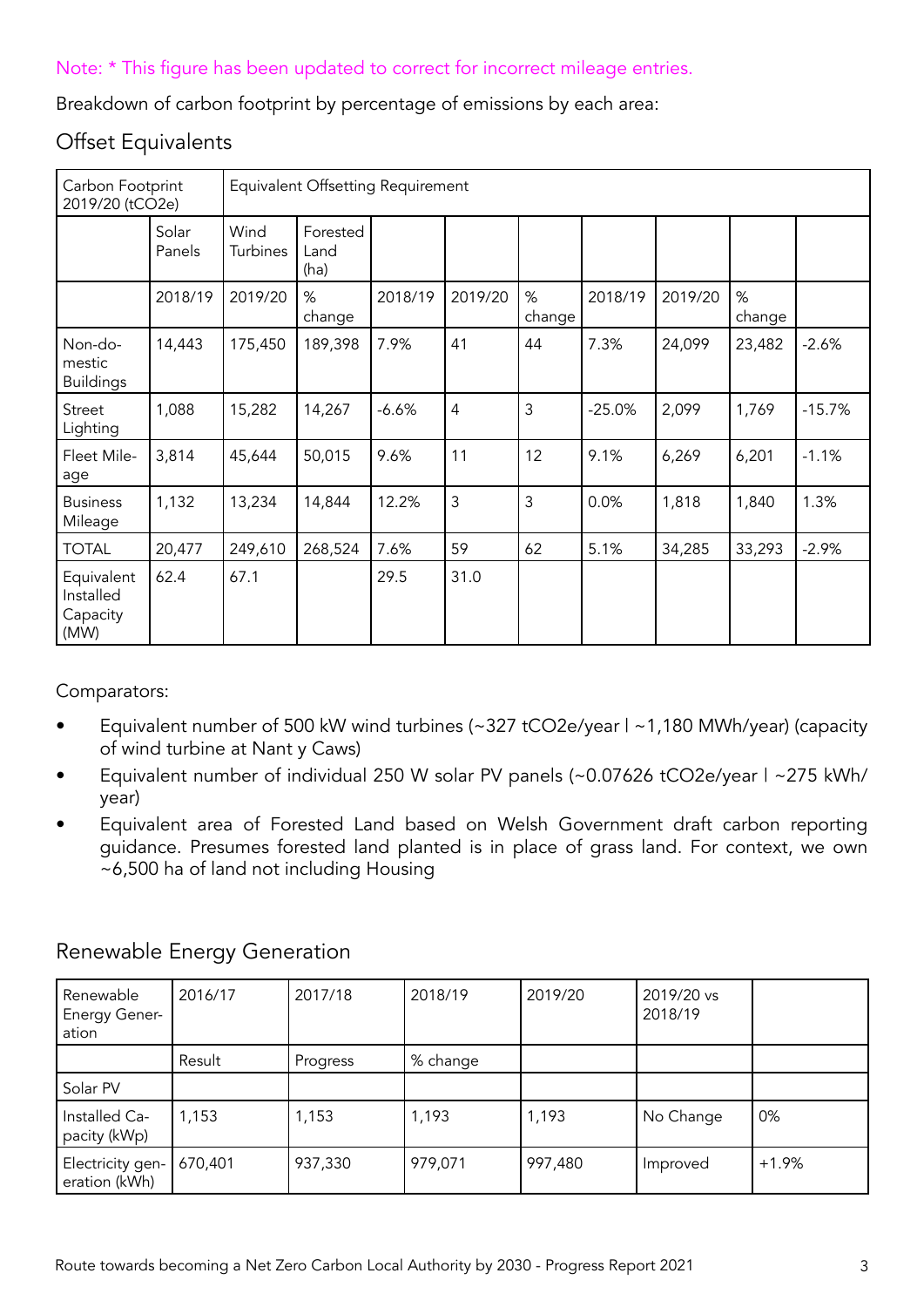Note: * This figure has been updated to correct for incorrect mileage entries.

Breakdown of carbon footprint by percentage of emissions by each area:

## Offset Equivalents

| Carbon Footprint 2019/20 (tCO2e) | | Equivalent Offsetting Requirement | | | | | | | | |
|---|---|---|---|---|---|---|---|---|---|---|
| | Solar Panels | Wind Turbines | Forested Land (ha) | | | | | | | |
| | 2018/19 | 2019/20 | % change | 2018/19 | 2019/20 | % change | 2018/19 | 2019/20 | % change | |
| Non-domestic Buildings | 14,443 | 175,450 | 189,398 | 7.9% | 41 | 44 | 7.3% | 24,099 | 23,482 | -2.6% |
| Street Lighting | 1,088 | 15,282 | 14,267 | -6.6% | 4 | 3 | -25.0% | 2,099 | 1,769 | -15.7% |
| Fleet Mileage | 3,814 | 45,644 | 50,015 | 9.6% | 11 | 12 | 9.1% | 6,269 | 6,201 | -1.1% |
| Business Mileage | 1,132 | 13,234 | 14,844 | 12.2% | 3 | 3 | 0.0% | 1,818 | 1,840 | 1.3% |
| TOTAL | 20,477 | 249,610 | 268,524 | 7.6% | 59 | 62 | 5.1% | 34,285 | 33,293 | -2.9% |
| Equivalent Installed Capacity (MW) | 62.4 | 67.1 | | 29.5 | 31.0 | | | | | |

Comparators:

- Equivalent number of 500 kW wind turbines (~327 tCO2e/year | ~1,180 MWh/year) (capacity of wind turbine at Nant y Caws)
- Equivalent number of individual 250 W solar PV panels (~0.07626 tCO2e/year | ~275 kWh/year)
- Equivalent area of Forested Land based on Welsh Government draft carbon reporting guidance. Presumes forested land planted is in place of grass land. For context, we own ~6,500 ha of land not including Housing

## Renewable Energy Generation

| Renewable Energy Generation | 2016/17 | 2017/18 | 2018/19 | 2019/20 | 2019/20 vs 2018/19 | |
|---|---|---|---|---|---|---|
| | Result | Progress | % change | | | |
| Solar PV | | | | | | |
| Installed Capacity (kWp) | 1,153 | 1,153 | 1,193 | 1,193 | No Change | 0% |
| Electricity generation (kWh) | 670,401 | 937,330 | 979,071 | 997,480 | Improved | +1.9% |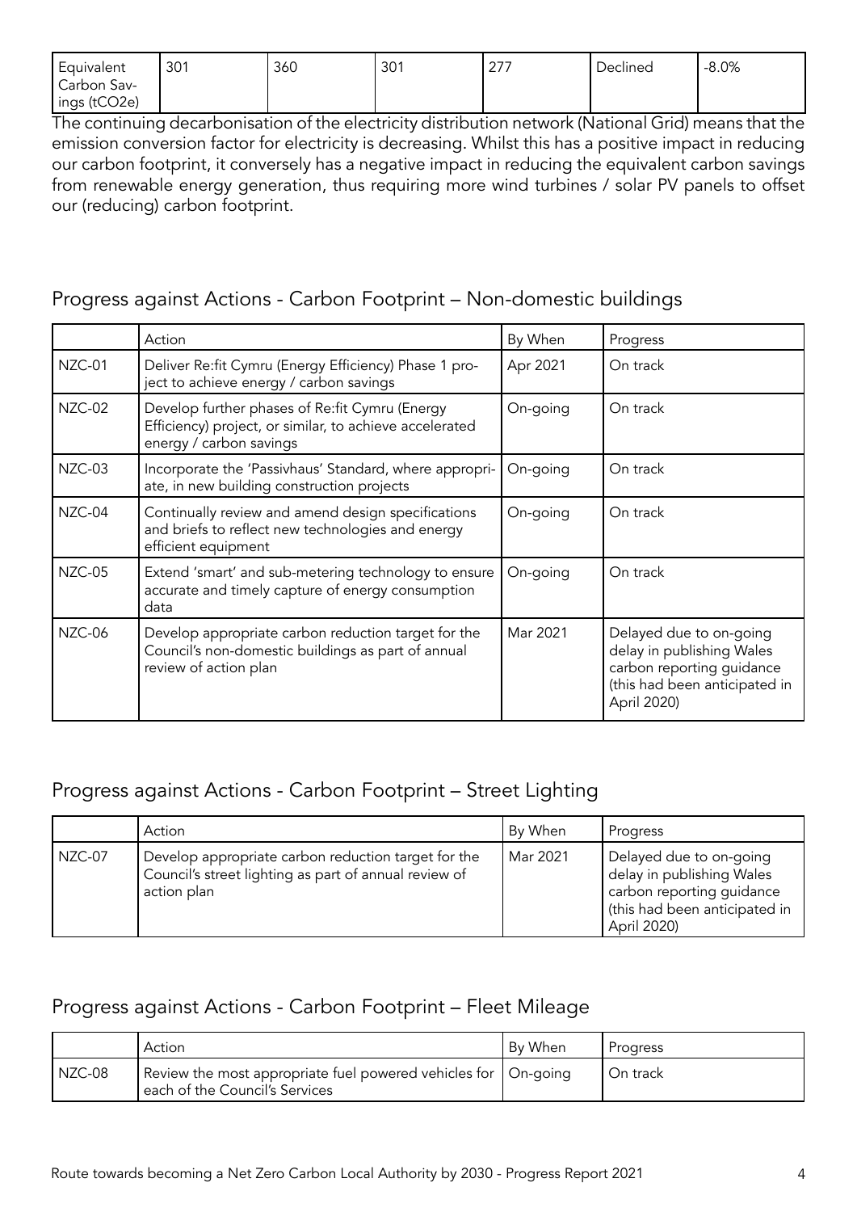| Equivalent Carbon Savings (tCO2e) | 301 | 360 | 301 | 277 | Declined | -8.0% |
|---|---|---|---|---|---|---|

The continuing decarbonisation of the electricity distribution network (National Grid) means that the emission conversion factor for electricity is decreasing. Whilst this has a positive impact in reducing our carbon footprint, it conversely has a negative impact in reducing the equivalent carbon savings from renewable energy generation, thus requiring more wind turbines / solar PV panels to offset our (reducing) carbon footprint.

## Progress against Actions - Carbon Footprint – Non-domestic buildings

| | Action | By When | Progress |
|---|---|---|---|
| NZC-01 | Deliver Re:fit Cymru (Energy Efficiency) Phase 1 project to achieve energy / carbon savings | Apr 2021 | On track |
| NZC-02 | Develop further phases of Re:fit Cymru (Energy Efficiency) project, or similar, to achieve accelerated energy / carbon savings | On-going | On track |
| NZC-03 | Incorporate the 'Passivhaus' Standard, where appropriate, in new building construction projects | On-going | On track |
| NZC-04 | Continually review and amend design specifications and briefs to reflect new technologies and energy efficient equipment | On-going | On track |
| NZC-05 | Extend 'smart' and sub-metering technology to ensure accurate and timely capture of energy consumption data | On-going | On track |
| NZC-06 | Develop appropriate carbon reduction target for the Council's non-domestic buildings as part of annual review of action plan | Mar 2021 | Delayed due to on-going delay in publishing Wales carbon reporting guidance (this had been anticipated in April 2020) |

## Progress against Actions - Carbon Footprint – Street Lighting

| | Action | By When | Progress |
|---|---|---|---|
| NZC-07 | Develop appropriate carbon reduction target for the Council's street lighting as part of annual review of action plan | Mar 2021 | Delayed due to on-going delay in publishing Wales carbon reporting guidance (this had been anticipated in April 2020) |

## Progress against Actions - Carbon Footprint – Fleet Mileage

| | Action | By When | Progress |
|---|---|---|---|
| NZC-08 | Review the most appropriate fuel powered vehicles for each of the Council's Services | On-going | On track |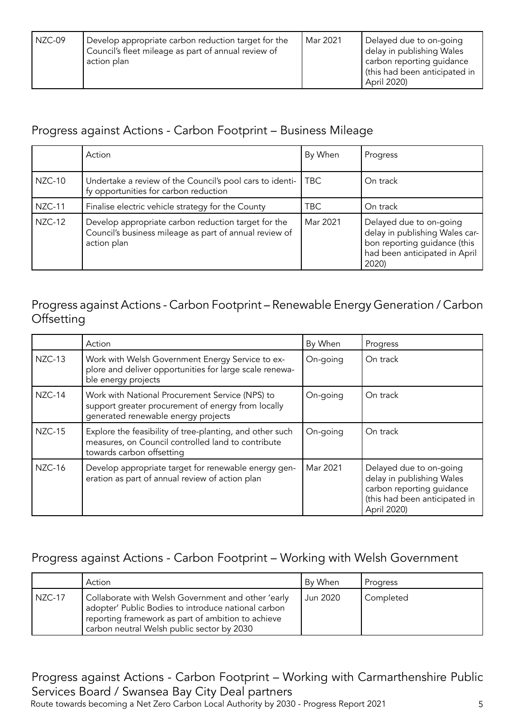| NZC-09 | Develop appropriate carbon reduction target for the Council's fleet mileage as part of annual review of action plan | Mar 2021 | Delayed due to on-going delay in publishing Wales carbon reporting guidance (this had been anticipated in April 2020) |
|---|---|---|---|

## Progress against Actions - Carbon Footprint – Business Mileage

| | Action | By When | Progress |
|---|---|---|---|
| NZC-10 | Undertake a review of the Council's pool cars to identify opportunities for carbon reduction | TBC | On track |
| NZC-11 | Finalise electric vehicle strategy for the County | TBC | On track |
| NZC-12 | Develop appropriate carbon reduction target for the Council's business mileage as part of annual review of action plan | Mar 2021 | Delayed due to on-going delay in publishing Wales carbon reporting guidance (this had been anticipated in April 2020) |

## Progress against Actions - Carbon Footprint – Renewable Energy Generation / Carbon Offsetting

| | Action | By When | Progress |
|---|---|---|---|
| NZC-13 | Work with Welsh Government Energy Service to explore and deliver opportunities for large scale renewable energy projects | On-going | On track |
| NZC-14 | Work with National Procurement Service (NPS) to support greater procurement of energy from locally generated renewable energy projects | On-going | On track |
| NZC-15 | Explore the feasibility of tree-planting, and other such measures, on Council controlled land to contribute towards carbon offsetting | On-going | On track |
| NZC-16 | Develop appropriate target for renewable energy generation as part of annual review of action plan | Mar 2021 | Delayed due to on-going delay in publishing Wales carbon reporting guidance (this had been anticipated in April 2020) |

## Progress against Actions - Carbon Footprint – Working with Welsh Government

| | Action | By When | Progress |
|---|---|---|---|
| NZC-17 | Collaborate with Welsh Government and other 'early adopter' Public Bodies to introduce national carbon reporting framework as part of ambition to achieve carbon neutral Welsh public sector by 2030 | Jun 2020 | Completed |

## Progress against Actions - Carbon Footprint – Working with Carmarthenshire Public Services Board / Swansea Bay City Deal partners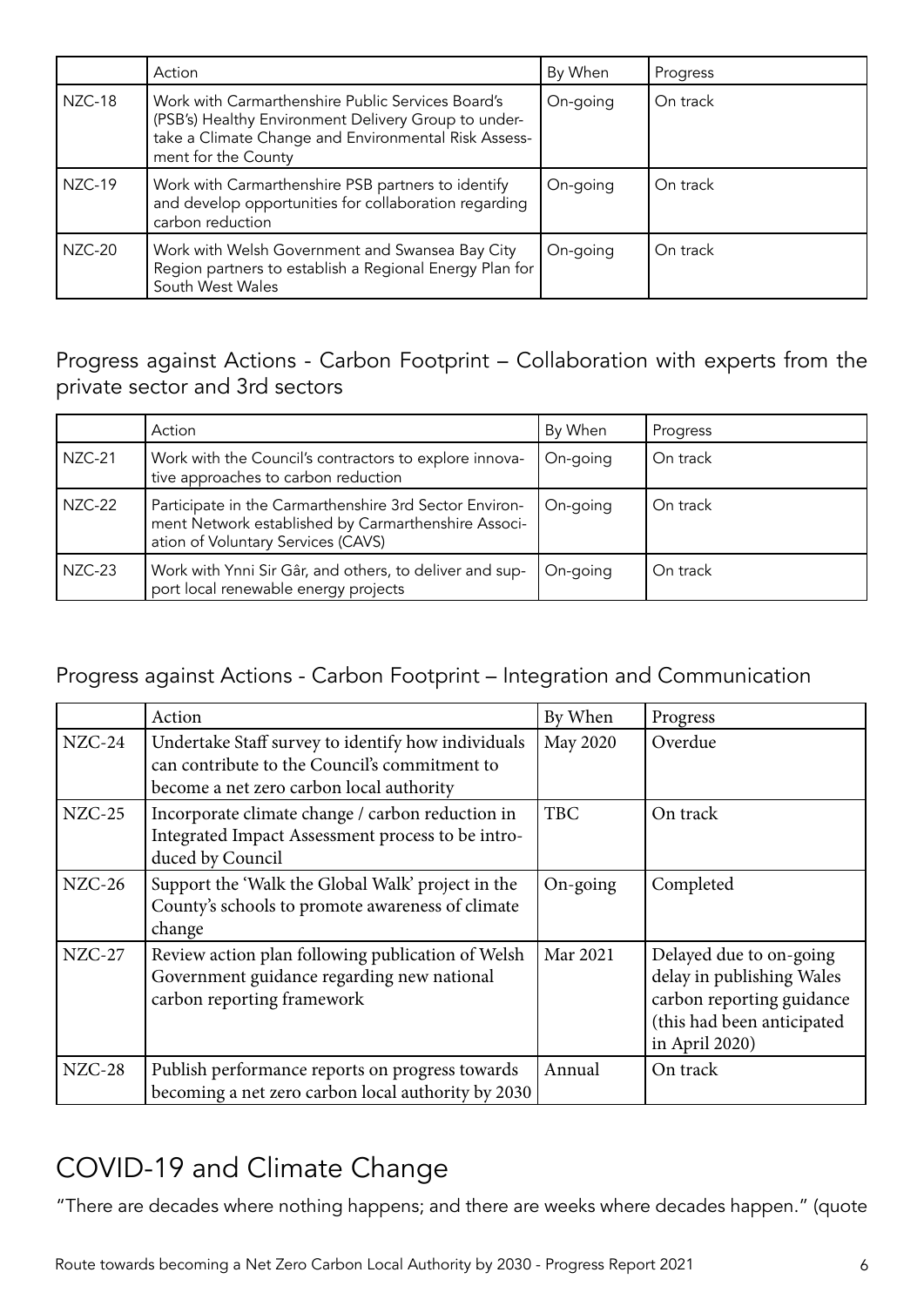| | Action | By When | Progress |
|---|---|---|---|
| NZC-18 | Work with Carmarthenshire Public Services Board's (PSB's) Healthy Environment Delivery Group to undertake a Climate Change and Environmental Risk Assessment for the County | On-going | On track |
| NZC-19 | Work with Carmarthenshire PSB partners to identify and develop opportunities for collaboration regarding carbon reduction | On-going | On track |
| NZC-20 | Work with Welsh Government and Swansea Bay City Region partners to establish a Regional Energy Plan for South West Wales | On-going | On track |

## Progress against Actions - Carbon Footprint – Collaboration with experts from the private sector and 3rd sectors

| | Action | By When | Progress |
|---|---|---|---|
| NZC-21 | Work with the Council's contractors to explore innovative approaches to carbon reduction | On-going | On track |
| NZC-22 | Participate in the Carmarthenshire 3rd Sector Environment Network established by Carmarthenshire Association of Voluntary Services (CAVS) | On-going | On track |
| NZC-23 | Work with Ynni Sir Gâr, and others, to deliver and support local renewable energy projects | On-going | On track |

## Progress against Actions - Carbon Footprint – Integration and Communication

| | Action | By When | Progress |
|---|---|---|---|
| NZC-24 | Undertake Staff survey to identify how individuals can contribute to the Council's commitment to become a net zero carbon local authority | May 2020 | Overdue |
| NZC-25 | Incorporate climate change / carbon reduction in Integrated Impact Assessment process to be introduced by Council | TBC | On track |
| NZC-26 | Support the 'Walk the Global Walk' project in the County's schools to promote awareness of climate change | On-going | Completed |
| NZC-27 | Review action plan following publication of Welsh Government guidance regarding new national carbon reporting framework | Mar 2021 | Delayed due to on-going delay in publishing Wales carbon reporting guidance (this had been anticipated in April 2020) |
| NZC-28 | Publish performance reports on progress towards becoming a net zero carbon local authority by 2030 | Annual | On track |

# COVID-19 and Climate Change

"There are decades where nothing happens; and there are weeks where decades happen." (quote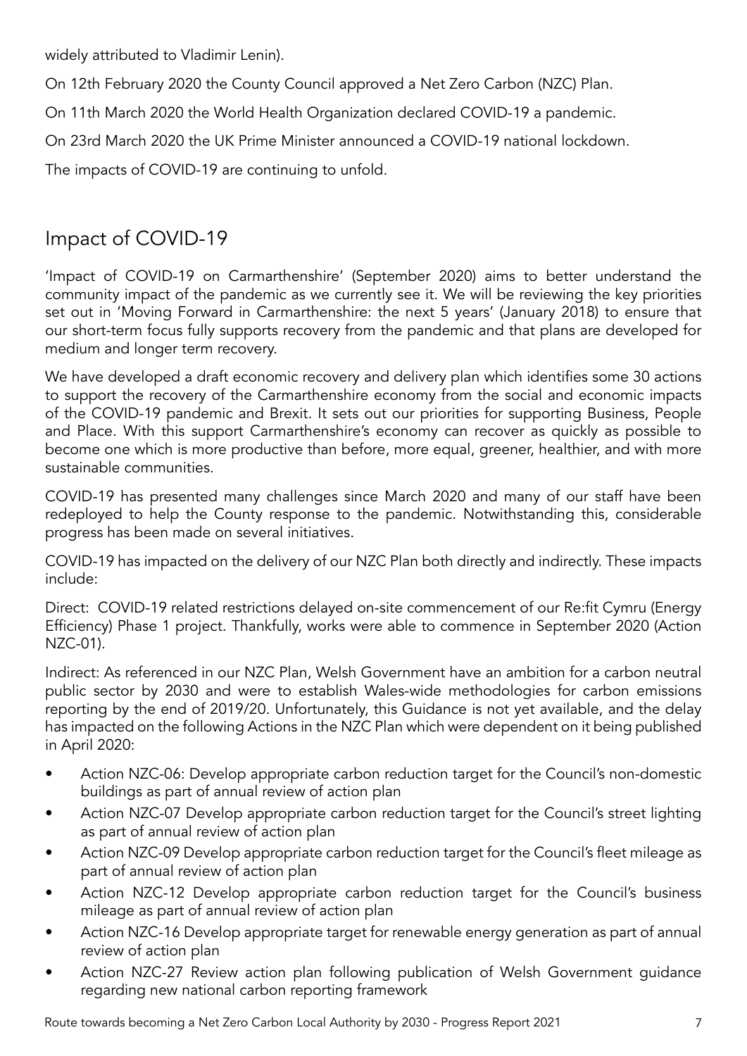widely attributed to Vladimir Lenin).

On 12th February 2020 the County Council approved a Net Zero Carbon (NZC) Plan.

On 11th March 2020 the World Health Organization declared COVID-19 a pandemic.

On 23rd March 2020 the UK Prime Minister announced a COVID-19 national lockdown.

The impacts of COVID-19 are continuing to unfold.

## Impact of COVID-19

'Impact of COVID-19 on Carmarthenshire' (September 2020) aims to better understand the community impact of the pandemic as we currently see it. We will be reviewing the key priorities set out in 'Moving Forward in Carmarthenshire: the next 5 years' (January 2018) to ensure that our short-term focus fully supports recovery from the pandemic and that plans are developed for medium and longer term recovery.

We have developed a draft economic recovery and delivery plan which identifies some 30 actions to support the recovery of the Carmarthenshire economy from the social and economic impacts of the COVID-19 pandemic and Brexit. It sets out our priorities for supporting Business, People and Place. With this support Carmarthenshire's economy can recover as quickly as possible to become one which is more productive than before, more equal, greener, healthier, and with more sustainable communities.

COVID-19 has presented many challenges since March 2020 and many of our staff have been redeployed to help the County response to the pandemic. Notwithstanding this, considerable progress has been made on several initiatives.

COVID-19 has impacted on the delivery of our NZC Plan both directly and indirectly. These impacts include:

Direct: COVID-19 related restrictions delayed on-site commencement of our Re:fit Cymru (Energy Efficiency) Phase 1 project. Thankfully, works were able to commence in September 2020 (Action NZC-01).

Indirect: As referenced in our NZC Plan, Welsh Government have an ambition for a carbon neutral public sector by 2030 and were to establish Wales-wide methodologies for carbon emissions reporting by the end of 2019/20. Unfortunately, this Guidance is not yet available, and the delay has impacted on the following Actions in the NZC Plan which were dependent on it being published in April 2020:

- Action NZC-06: Develop appropriate carbon reduction target for the Council's non-domestic buildings as part of annual review of action plan
- Action NZC-07 Develop appropriate carbon reduction target for the Council's street lighting as part of annual review of action plan
- Action NZC-09 Develop appropriate carbon reduction target for the Council's fleet mileage as part of annual review of action plan
- Action NZC-12 Develop appropriate carbon reduction target for the Council's business mileage as part of annual review of action plan
- Action NZC-16 Develop appropriate target for renewable energy generation as part of annual review of action plan
- Action NZC-27 Review action plan following publication of Welsh Government guidance regarding new national carbon reporting framework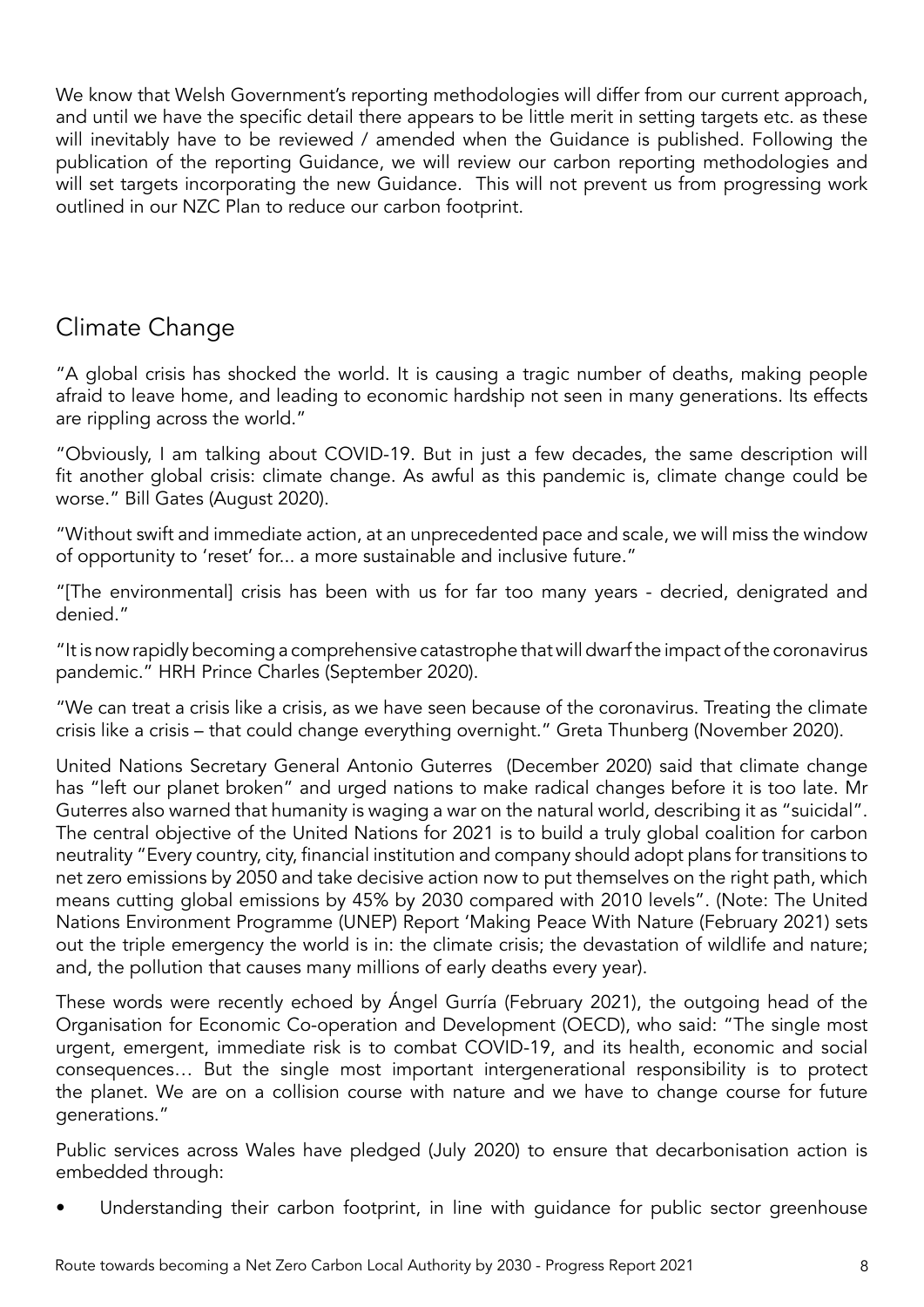We know that Welsh Government's reporting methodologies will differ from our current approach, and until we have the specific detail there appears to be little merit in setting targets etc. as these will inevitably have to be reviewed / amended when the Guidance is published. Following the publication of the reporting Guidance, we will review our carbon reporting methodologies and will set targets incorporating the new Guidance. This will not prevent us from progressing work outlined in our NZC Plan to reduce our carbon footprint.

## Climate Change

"A global crisis has shocked the world. It is causing a tragic number of deaths, making people afraid to leave home, and leading to economic hardship not seen in many generations. Its effects are rippling across the world."

"Obviously, I am talking about COVID-19. But in just a few decades, the same description will fit another global crisis: climate change. As awful as this pandemic is, climate change could be worse." Bill Gates (August 2020).

"Without swift and immediate action, at an unprecedented pace and scale, we will miss the window of opportunity to 'reset' for... a more sustainable and inclusive future."

"[The environmental] crisis has been with us for far too many years - decried, denigrated and denied."

"It is now rapidly becoming a comprehensive catastrophe that will dwarf the impact of the coronavirus pandemic." HRH Prince Charles (September 2020).

"We can treat a crisis like a crisis, as we have seen because of the coronavirus. Treating the climate crisis like a crisis – that could change everything overnight." Greta Thunberg (November 2020).

United Nations Secretary General Antonio Guterres (December 2020) said that climate change has "left our planet broken" and urged nations to make radical changes before it is too late. Mr Guterres also warned that humanity is waging a war on the natural world, describing it as "suicidal". The central objective of the United Nations for 2021 is to build a truly global coalition for carbon neutrality "Every country, city, financial institution and company should adopt plans for transitions to net zero emissions by 2050 and take decisive action now to put themselves on the right path, which means cutting global emissions by 45% by 2030 compared with 2010 levels". (Note: The United Nations Environment Programme (UNEP) Report 'Making Peace With Nature (February 2021) sets out the triple emergency the world is in: the climate crisis; the devastation of wildlife and nature; and, the pollution that causes many millions of early deaths every year).

These words were recently echoed by Ángel Gurría (February 2021), the outgoing head of the Organisation for Economic Co-operation and Development (OECD), who said: "The single most urgent, emergent, immediate risk is to combat COVID-19, and its health, economic and social consequences… But the single most important intergenerational responsibility is to protect the planet. We are on a collision course with nature and we have to change course for future generations."

Public services across Wales have pledged (July 2020) to ensure that decarbonisation action is embedded through:

- Understanding their carbon footprint, in line with guidance for public sector greenhouse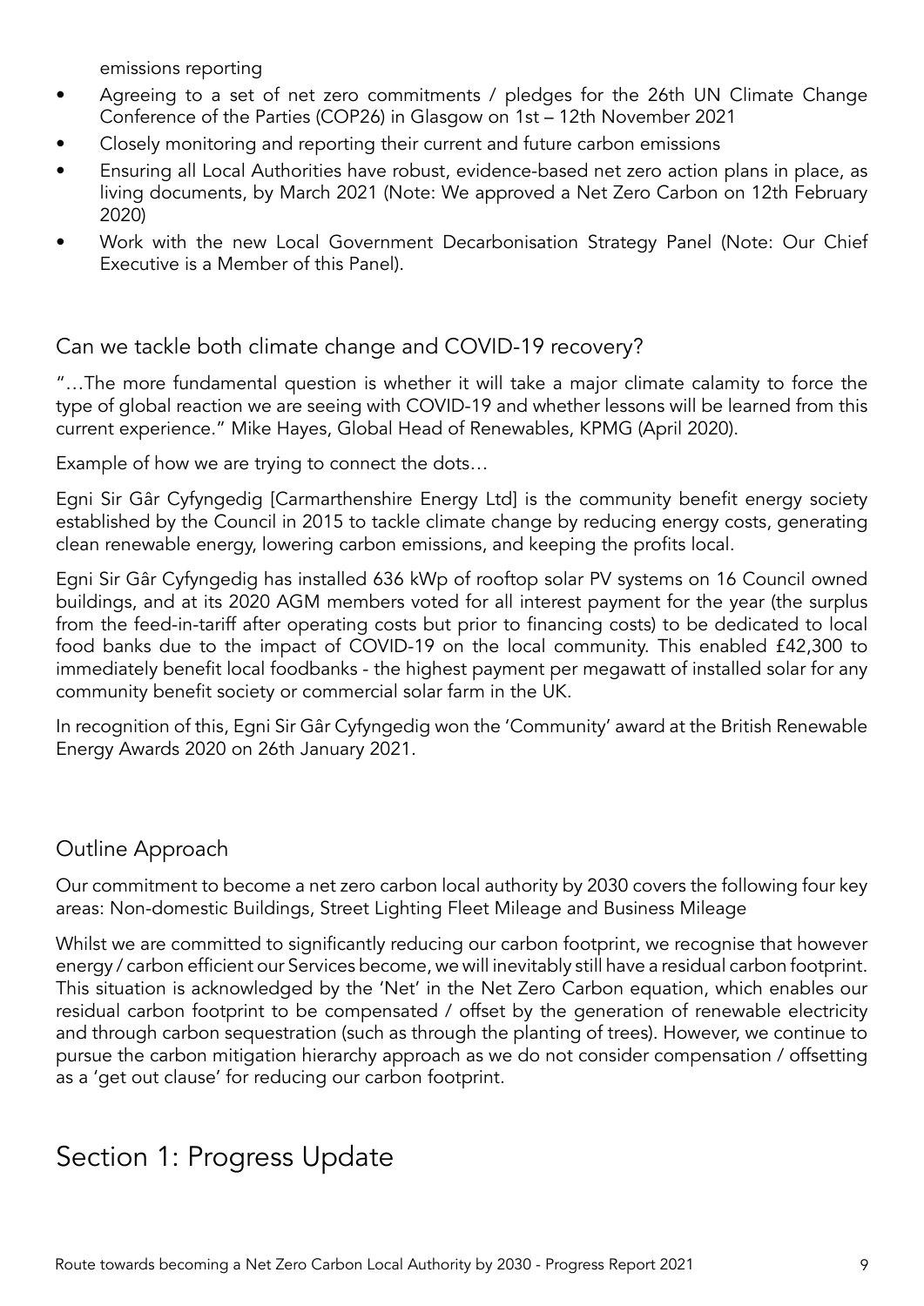emissions reporting

- Agreeing to a set of net zero commitments / pledges for the 26th UN Climate Change Conference of the Parties (COP26) in Glasgow on 1st – 12th November 2021
- Closely monitoring and reporting their current and future carbon emissions
- Ensuring all Local Authorities have robust, evidence-based net zero action plans in place, as living documents, by March 2021 (Note: We approved a Net Zero Carbon on 12th February 2020)
- Work with the new Local Government Decarbonisation Strategy Panel (Note: Our Chief Executive is a Member of this Panel).

## Can we tackle both climate change and COVID-19 recovery?

"…The more fundamental question is whether it will take a major climate calamity to force the type of global reaction we are seeing with COVID-19 and whether lessons will be learned from this current experience." Mike Hayes, Global Head of Renewables, KPMG (April 2020).

Example of how we are trying to connect the dots…

Egni Sir Gâr Cyfyngedig [Carmarthenshire Energy Ltd] is the community benefit energy society established by the Council in 2015 to tackle climate change by reducing energy costs, generating clean renewable energy, lowering carbon emissions, and keeping the profits local.

Egni Sir Gâr Cyfyngedig has installed 636 kWp of rooftop solar PV systems on 16 Council owned buildings, and at its 2020 AGM members voted for all interest payment for the year (the surplus from the feed-in-tariff after operating costs but prior to financing costs) to be dedicated to local food banks due to the impact of COVID-19 on the local community. This enabled £42,300 to immediately benefit local foodbanks - the highest payment per megawatt of installed solar for any community benefit society or commercial solar farm in the UK.

In recognition of this, Egni Sir Gâr Cyfyngedig won the 'Community' award at the British Renewable Energy Awards 2020 on 26th January 2021.

## Outline Approach

Our commitment to become a net zero carbon local authority by 2030 covers the following four key areas: Non-domestic Buildings, Street Lighting Fleet Mileage and Business Mileage

Whilst we are committed to significantly reducing our carbon footprint, we recognise that however energy / carbon efficient our Services become, we will inevitably still have a residual carbon footprint. This situation is acknowledged by the 'Net' in the Net Zero Carbon equation, which enables our residual carbon footprint to be compensated / offset by the generation of renewable electricity and through carbon sequestration (such as through the planting of trees). However, we continue to pursue the carbon mitigation hierarchy approach as we do not consider compensation / offsetting as a 'get out clause' for reducing our carbon footprint.

# Section 1: Progress Update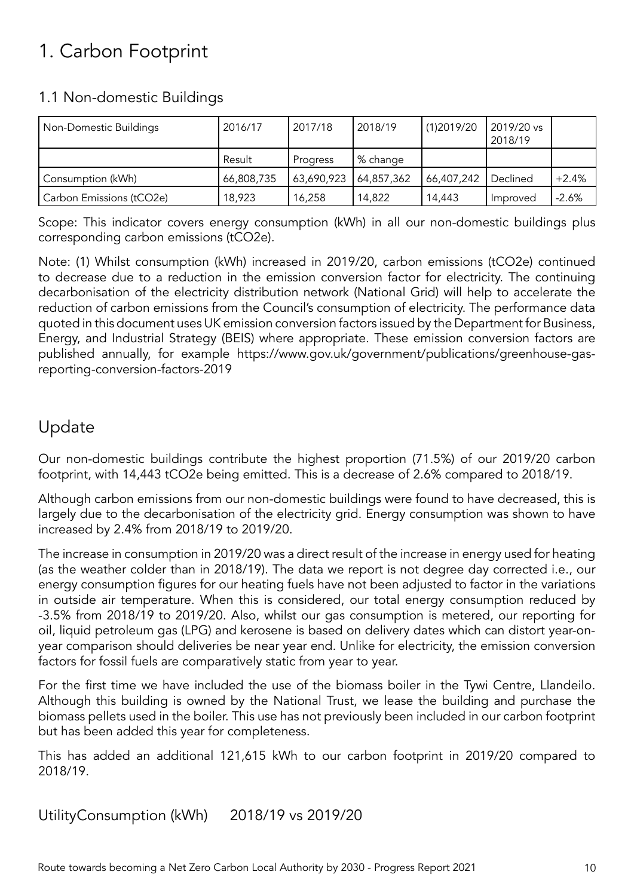# 1. Carbon Footprint

## 1.1 Non-domestic Buildings

| Non-Domestic Buildings | 2016/17 | 2017/18 | 2018/19 | (1)2019/20 | 2019/20 vs 2018/19 | |
|---|---|---|---|---|---|---|
| | Result | Progress | % change | | | |
| Consumption (kWh) | 66,808,735 | 63,690,923 | 64,857,362 | 66,407,242 | Declined | +2.4% |
| Carbon Emissions (tCO2e) | 18,923 | 16,258 | 14,822 | 14,443 | Improved | -2.6% |

Scope: This indicator covers energy consumption (kWh) in all our non-domestic buildings plus corresponding carbon emissions (tCO2e).

Note: (1) Whilst consumption (kWh) increased in 2019/20, carbon emissions (tCO2e) continued to decrease due to a reduction in the emission conversion factor for electricity. The continuing decarbonisation of the electricity distribution network (National Grid) will help to accelerate the reduction of carbon emissions from the Council's consumption of electricity. The performance data quoted in this document uses UK emission conversion factors issued by the Department for Business, Energy, and Industrial Strategy (BEIS) where appropriate. These emission conversion factors are published annually, for example https://www.gov.uk/government/publications/greenhouse-gas-reporting-conversion-factors-2019

# Update

Our non-domestic buildings contribute the highest proportion (71.5%) of our 2019/20 carbon footprint, with 14,443 tCO2e being emitted. This is a decrease of 2.6% compared to 2018/19.

Although carbon emissions from our non-domestic buildings were found to have decreased, this is largely due to the decarbonisation of the electricity grid. Energy consumption was shown to have increased by 2.4% from 2018/19 to 2019/20.

The increase in consumption in 2019/20 was a direct result of the increase in energy used for heating (as the weather colder than in 2018/19). The data we report is not degree day corrected i.e., our energy consumption figures for our heating fuels have not been adjusted to factor in the variations in outside air temperature. When this is considered, our total energy consumption reduced by -3.5% from 2018/19 to 2019/20. Also, whilst our gas consumption is metered, our reporting for oil, liquid petroleum gas (LPG) and kerosene is based on delivery dates which can distort year-on-year comparison should deliveries be near year end. Unlike for electricity, the emission conversion factors for fossil fuels are comparatively static from year to year.

For the first time we have included the use of the biomass boiler in the Tywi Centre, Llandeilo. Although this building is owned by the National Trust, we lease the building and purchase the biomass pellets used in the boiler. This use has not previously been included in our carbon footprint but has been added this year for completeness.

This has added an additional 121,615 kWh to our carbon footprint in 2019/20 compared to 2018/19.

UtilityConsumption (kWh) 2018/19 vs 2019/20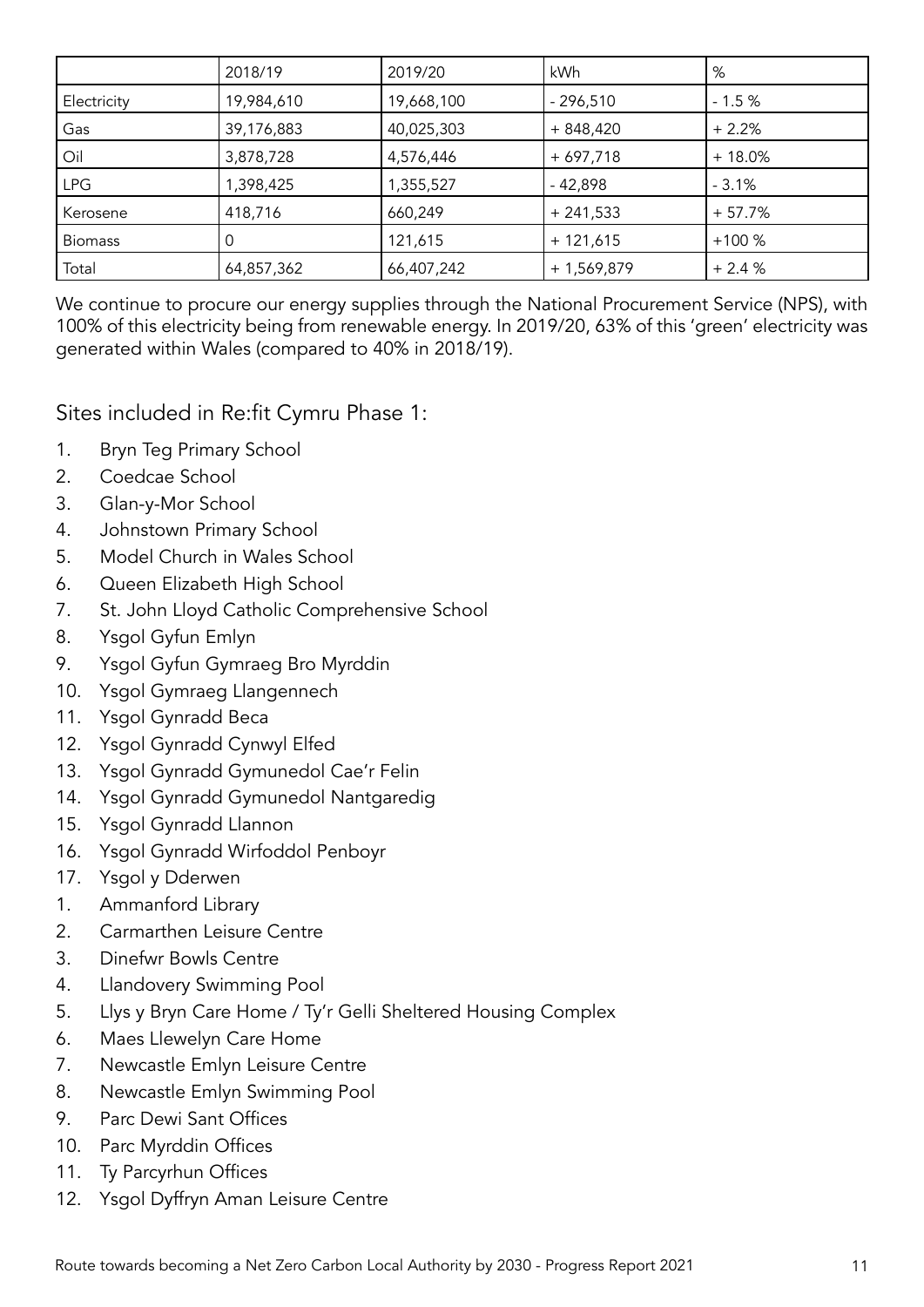| | 2018/19 | 2019/20 | kWh | % |
|---|---|---|---|---|
| Electricity | 19,984,610 | 19,668,100 | - 296,510 | - 1.5 % |
| Gas | 39,176,883 | 40,025,303 | + 848,420 | + 2.2% |
| Oil | 3,878,728 | 4,576,446 | + 697,718 | + 18.0% |
| LPG | 1,398,425 | 1,355,527 | - 42,898 | - 3.1% |
| Kerosene | 418,716 | 660,249 | + 241,533 | + 57.7% |
| Biomass | 0 | 121,615 | + 121,615 | +100 % |
| Total | 64,857,362 | 66,407,242 | + 1,569,879 | + 2.4 % |

We continue to procure our energy supplies through the National Procurement Service (NPS), with 100% of this electricity being from renewable energy. In 2019/20, 63% of this 'green' electricity was generated within Wales (compared to 40% in 2018/19).

## Sites included in Re:fit Cymru Phase 1:

1. Bryn Teg Primary School
2. Coedcae School
3. Glan-y-Mor School
4. Johnstown Primary School
5. Model Church in Wales School
6. Queen Elizabeth High School
7. St. John Lloyd Catholic Comprehensive School
8. Ysgol Gyfun Emlyn
9. Ysgol Gyfun Gymraeg Bro Myrddin
10. Ysgol Gymraeg Llangennech
11. Ysgol Gynradd Beca
12. Ysgol Gynradd Cynwyl Elfed
13. Ysgol Gynradd Gymunedol Cae'r Felin
14. Ysgol Gynradd Gymunedol Nantgaredig
15. Ysgol Gynradd Llannon
16. Ysgol Gynradd Wirfoddol Penboyr
17. Ysgol y Dderwen

1. Ammanford Library
2. Carmarthen Leisure Centre
3. Dinefwr Bowls Centre
4. Llandovery Swimming Pool
5. Llys y Bryn Care Home / Ty'r Gelli Sheltered Housing Complex
6. Maes Llewelyn Care Home
7. Newcastle Emlyn Leisure Centre
8. Newcastle Emlyn Swimming Pool
9. Parc Dewi Sant Offices
10. Parc Myrddin Offices
11. Ty Parcyrhun Offices
12. Ysgol Dyffryn Aman Leisure Centre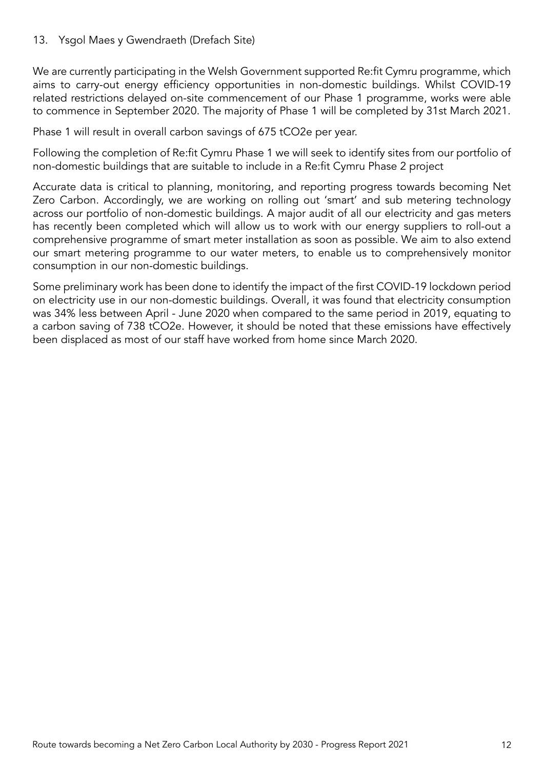13. Ysgol Maes y Gwendraeth (Drefach Site)

We are currently participating in the Welsh Government supported Re:fit Cymru programme, which aims to carry-out energy efficiency opportunities in non-domestic buildings. Whilst COVID-19 related restrictions delayed on-site commencement of our Phase 1 programme, works were able to commence in September 2020. The majority of Phase 1 will be completed by 31st March 2021.

Phase 1 will result in overall carbon savings of 675 tCO2e per year.

Following the completion of Re:fit Cymru Phase 1 we will seek to identify sites from our portfolio of non-domestic buildings that are suitable to include in a Re:fit Cymru Phase 2 project

Accurate data is critical to planning, monitoring, and reporting progress towards becoming Net Zero Carbon. Accordingly, we are working on rolling out 'smart' and sub metering technology across our portfolio of non-domestic buildings. A major audit of all our electricity and gas meters has recently been completed which will allow us to work with our energy suppliers to roll-out a comprehensive programme of smart meter installation as soon as possible. We aim to also extend our smart metering programme to our water meters, to enable us to comprehensively monitor consumption in our non-domestic buildings.

Some preliminary work has been done to identify the impact of the first COVID-19 lockdown period on electricity use in our non-domestic buildings. Overall, it was found that electricity consumption was 34% less between April - June 2020 when compared to the same period in 2019, equating to a carbon saving of 738 tCO2e. However, it should be noted that these emissions have effectively been displaced as most of our staff have worked from home since March 2020.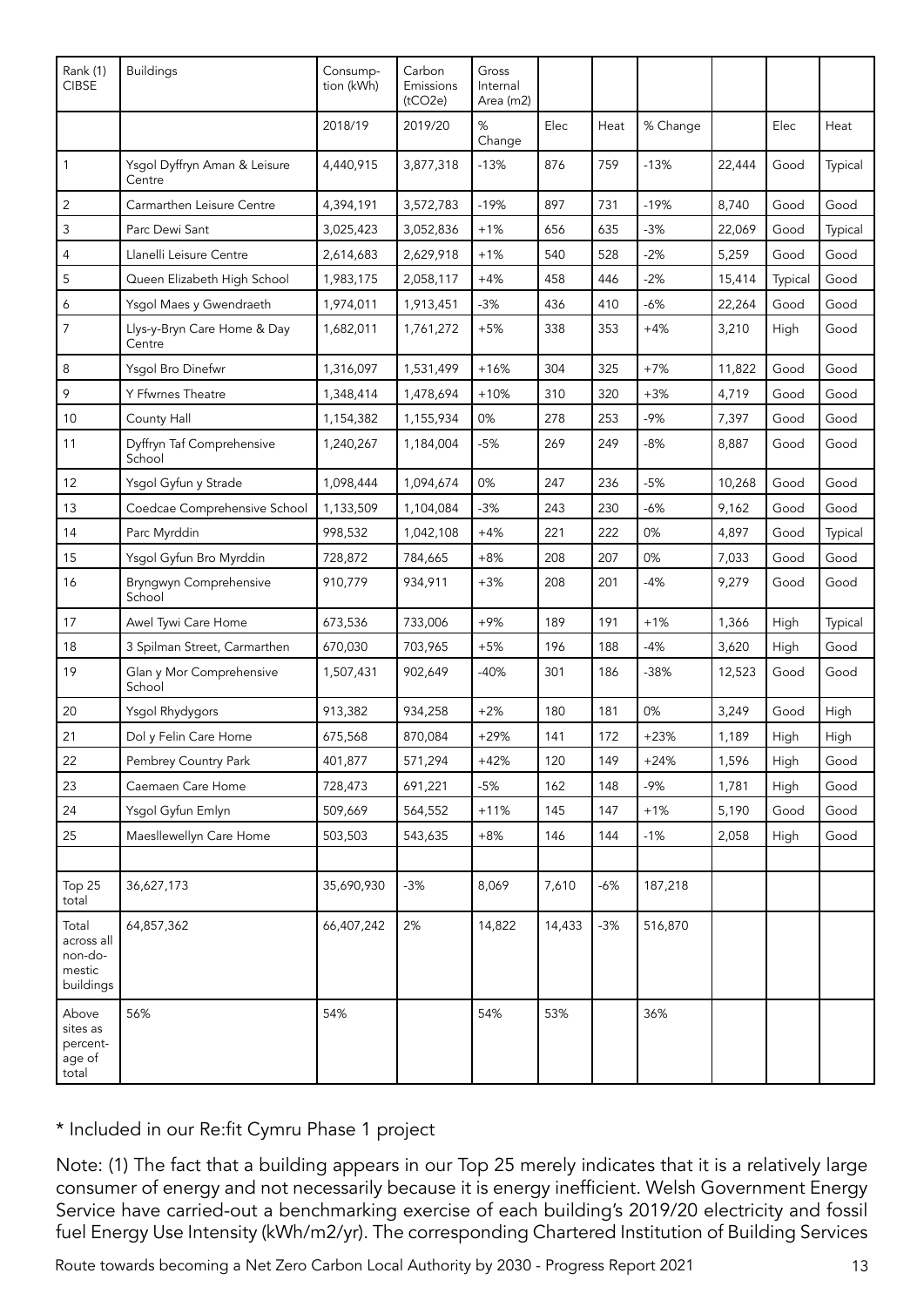| Rank (1) CIBSE | Buildings | Consump-tion (kWh) | Carbon Emissions (tCO2e) | Gross Internal Area (m2) | | | | | | |
|---|---|---|---|---|---|---|---|---|---|---|
| | | 2018/19 | 2019/20 | % Change | Elec | Heat | % Change | | Elec | Heat |
| 1 | Ysgol Dyffryn Aman & Leisure Centre | 4,440,915 | 3,877,318 | -13% | 876 | 759 | -13% | 22,444 | Good | Typical |
| 2 | Carmarthen Leisure Centre | 4,394,191 | 3,572,783 | -19% | 897 | 731 | -19% | 8,740 | Good | Good |
| 3 | Parc Dewi Sant | 3,025,423 | 3,052,836 | +1% | 656 | 635 | -3% | 22,069 | Good | Typical |
| 4 | Llanelli Leisure Centre | 2,614,683 | 2,629,918 | +1% | 540 | 528 | -2% | 5,259 | Good | Good |
| 5 | Queen Elizabeth High School | 1,983,175 | 2,058,117 | +4% | 458 | 446 | -2% | 15,414 | Typical | Good |
| 6 | Ysgol Maes y Gwendraeth | 1,974,011 | 1,913,451 | -3% | 436 | 410 | -6% | 22,264 | Good | Good |
| 7 | Llys-y-Bryn Care Home & Day Centre | 1,682,011 | 1,761,272 | +5% | 338 | 353 | +4% | 3,210 | High | Good |
| 8 | Ysgol Bro Dinefwr | 1,316,097 | 1,531,499 | +16% | 304 | 325 | +7% | 11,822 | Good | Good |
| 9 | Y Ffwrnes Theatre | 1,348,414 | 1,478,694 | +10% | 310 | 320 | +3% | 4,719 | Good | Good |
| 10 | County Hall | 1,154,382 | 1,155,934 | 0% | 278 | 253 | -9% | 7,397 | Good | Good |
| 11 | Dyffryn Taf Comprehensive School | 1,240,267 | 1,184,004 | -5% | 269 | 249 | -8% | 8,887 | Good | Good |
| 12 | Ysgol Gyfun y Strade | 1,098,444 | 1,094,674 | 0% | 247 | 236 | -5% | 10,268 | Good | Good |
| 13 | Coedcae Comprehensive School | 1,133,509 | 1,104,084 | -3% | 243 | 230 | -6% | 9,162 | Good | Good |
| 14 | Parc Myrddin | 998,532 | 1,042,108 | +4% | 221 | 222 | 0% | 4,897 | Good | Typical |
| 15 | Ysgol Gyfun Bro Myrddin | 728,872 | 784,665 | +8% | 208 | 207 | 0% | 7,033 | Good | Good |
| 16 | Bryngwyn Comprehensive School | 910,779 | 934,911 | +3% | 208 | 201 | -4% | 9,279 | Good | Good |
| 17 | Awel Tywi Care Home | 673,536 | 733,006 | +9% | 189 | 191 | +1% | 1,366 | High | Typical |
| 18 | 3 Spilman Street, Carmarthen | 670,030 | 703,965 | +5% | 196 | 188 | -4% | 3,620 | High | Good |
| 19 | Glan y Mor Comprehensive School | 1,507,431 | 902,649 | -40% | 301 | 186 | -38% | 12,523 | Good | Good |
| 20 | Ysgol Rhydygors | 913,382 | 934,258 | +2% | 180 | 181 | 0% | 3,249 | Good | High |
| 21 | Dol y Felin Care Home | 675,568 | 870,084 | +29% | 141 | 172 | +23% | 1,189 | High | High |
| 22 | Pembrey Country Park | 401,877 | 571,294 | +42% | 120 | 149 | +24% | 1,596 | High | Good |
| 23 | Caemaen Care Home | 728,473 | 691,221 | -5% | 162 | 148 | -9% | 1,781 | High | Good |
| 24 | Ysgol Gyfun Emlyn | 509,669 | 564,552 | +11% | 145 | 147 | +1% | 5,190 | Good | Good |
| 25 | Maesllewellyn Care Home | 503,503 | 543,635 | +8% | 146 | 144 | -1% | 2,058 | High | Good |
| | | | | | | | | | | |
| Top 25 total | 36,627,173 | 35,690,930 | -3% | 8,069 | 7,610 | -6% | 187,218 | | | |
| Total across all non-domestic buildings | 64,857,362 | 66,407,242 | 2% | 14,822 | 14,433 | -3% | 516,870 | | | |
| Above sites as percentage of total | 56% | 54% | | 54% | 53% | | 36% | | | |

\* Included in our Re:fit Cymru Phase 1 project

Note: (1) The fact that a building appears in our Top 25 merely indicates that it is a relatively large consumer of energy and not necessarily because it is energy inefficient. Welsh Government Energy Service have carried-out a benchmarking exercise of each building's 2019/20 electricity and fossil fuel Energy Use Intensity (kWh/m2/yr). The corresponding Chartered Institution of Building Services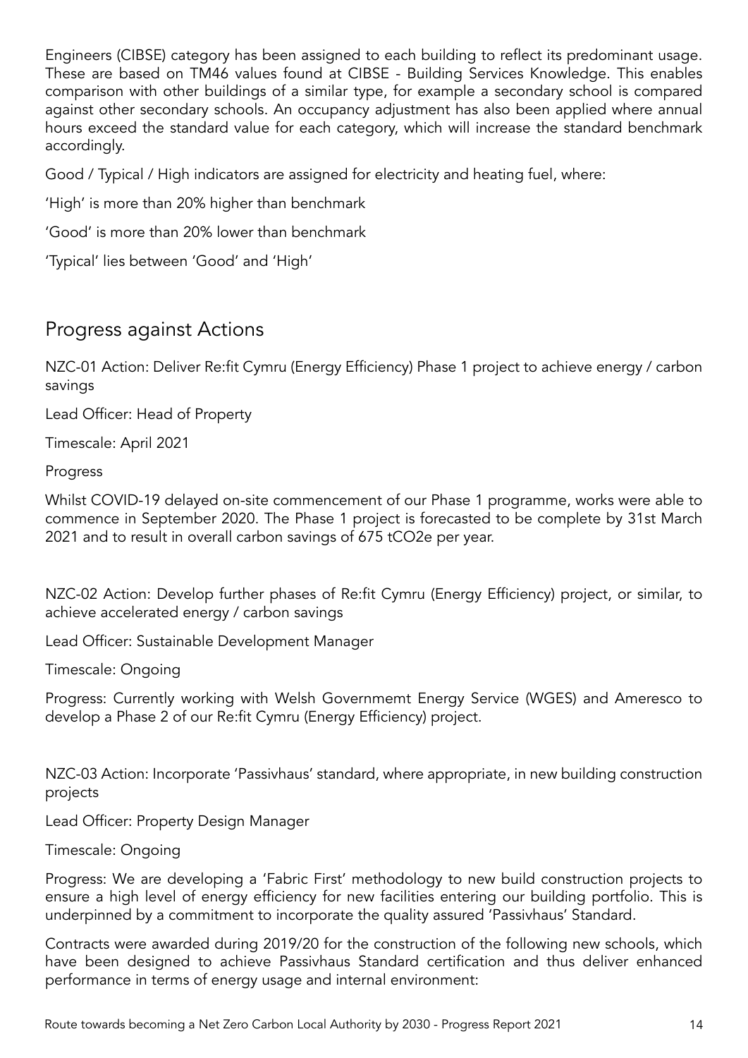Engineers (CIBSE) category has been assigned to each building to reflect its predominant usage. These are based on TM46 values found at CIBSE - Building Services Knowledge. This enables comparison with other buildings of a similar type, for example a secondary school is compared against other secondary schools. An occupancy adjustment has also been applied where annual hours exceed the standard value for each category, which will increase the standard benchmark accordingly.

Good / Typical / High indicators are assigned for electricity and heating fuel, where:

'High' is more than 20% higher than benchmark

'Good' is more than 20% lower than benchmark

'Typical' lies between 'Good' and 'High'

## Progress against Actions

NZC-01 Action: Deliver Re:fit Cymru (Energy Efficiency) Phase 1 project to achieve energy / carbon savings

Lead Officer: Head of Property

Timescale: April 2021

Progress

Whilst COVID-19 delayed on-site commencement of our Phase 1 programme, works were able to commence in September 2020. The Phase 1 project is forecasted to be complete by 31st March 2021 and to result in overall carbon savings of 675 $tCO_2e$ per year.

NZC-02 Action: Develop further phases of Re:fit Cymru (Energy Efficiency) project, or similar, to achieve accelerated energy / carbon savings

Lead Officer: Sustainable Development Manager

Timescale: Ongoing

Progress: Currently working with Welsh Governmemt Energy Service (WGES) and Ameresco to develop a Phase 2 of our Re:fit Cymru (Energy Efficiency) project.

NZC-03 Action: Incorporate 'Passivhaus' standard, where appropriate, in new building construction projects

Lead Officer: Property Design Manager

Timescale: Ongoing

Progress: We are developing a 'Fabric First' methodology to new build construction projects to ensure a high level of energy efficiency for new facilities entering our building portfolio. This is underpinned by a commitment to incorporate the quality assured 'Passivhaus' Standard.

Contracts were awarded during 2019/20 for the construction of the following new schools, which have been designed to achieve Passivhaus Standard certification and thus deliver enhanced performance in terms of energy usage and internal environment: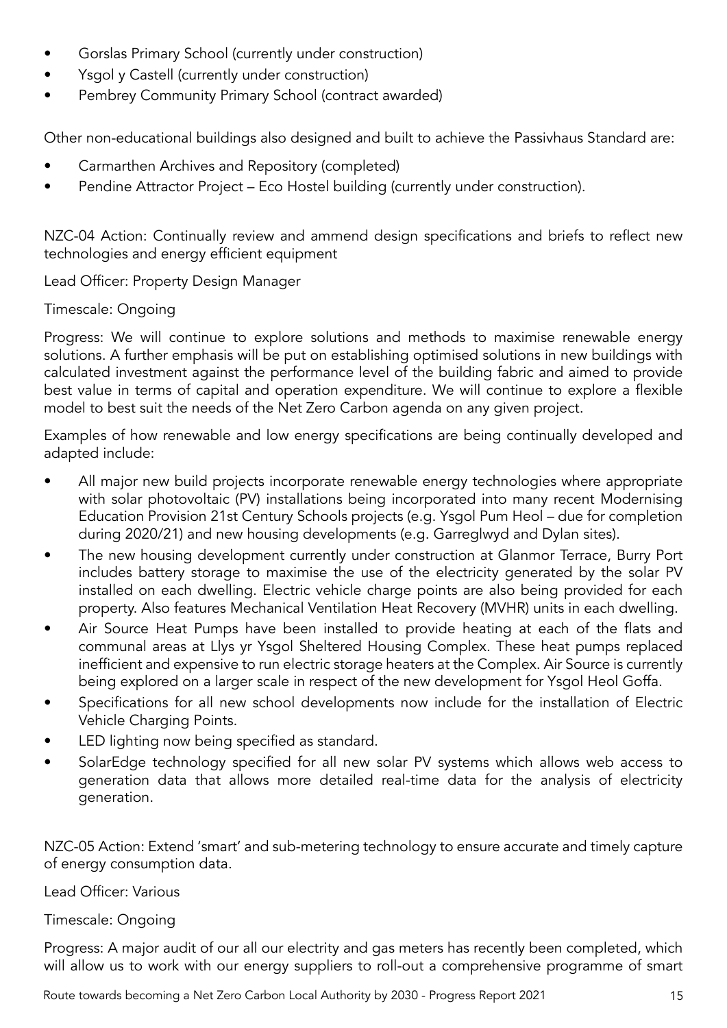- Gorslas Primary School (currently under construction)
- Ysgol y Castell (currently under construction)
- Pembrey Community Primary School (contract awarded)

Other non-educational buildings also designed and built to achieve the Passivhaus Standard are:

- Carmarthen Archives and Repository (completed)
- Pendine Attractor Project – Eco Hostel building (currently under construction).

NZC-04 Action: Continually review and ammend design specifications and briefs to reflect new technologies and energy efficient equipment

Lead Officer: Property Design Manager

Timescale: Ongoing

Progress: We will continue to explore solutions and methods to maximise renewable energy solutions. A further emphasis will be put on establishing optimised solutions in new buildings with calculated investment against the performance level of the building fabric and aimed to provide best value in terms of capital and operation expenditure. We will continue to explore a flexible model to best suit the needs of the Net Zero Carbon agenda on any given project.

Examples of how renewable and low energy specifications are being continually developed and adapted include:

- All major new build projects incorporate renewable energy technologies where appropriate with solar photovoltaic (PV) installations being incorporated into many recent Modernising Education Provision 21st Century Schools projects (e.g. Ysgol Pum Heol – due for completion during 2020/21) and new housing developments (e.g. Garreglwyd and Dylan sites).
- The new housing development currently under construction at Glanmor Terrace, Burry Port includes battery storage to maximise the use of the electricity generated by the solar PV installed on each dwelling. Electric vehicle charge points are also being provided for each property. Also features Mechanical Ventilation Heat Recovery (MVHR) units in each dwelling.
- Air Source Heat Pumps have been installed to provide heating at each of the flats and communal areas at Llys yr Ysgol Sheltered Housing Complex. These heat pumps replaced inefficient and expensive to run electric storage heaters at the Complex. Air Source is currently being explored on a larger scale in respect of the new development for Ysgol Heol Goffa.
- Specifications for all new school developments now include for the installation of Electric Vehicle Charging Points.
- LED lighting now being specified as standard.
- SolarEdge technology specified for all new solar PV systems which allows web access to generation data that allows more detailed real-time data for the analysis of electricity generation.

NZC-05 Action: Extend 'smart' and sub-metering technology to ensure accurate and timely capture of energy consumption data.

Lead Officer: Various

Timescale: Ongoing

Progress: A major audit of our all our electrity and gas meters has recently been completed, which will allow us to work with our energy suppliers to roll-out a comprehensive programme of smart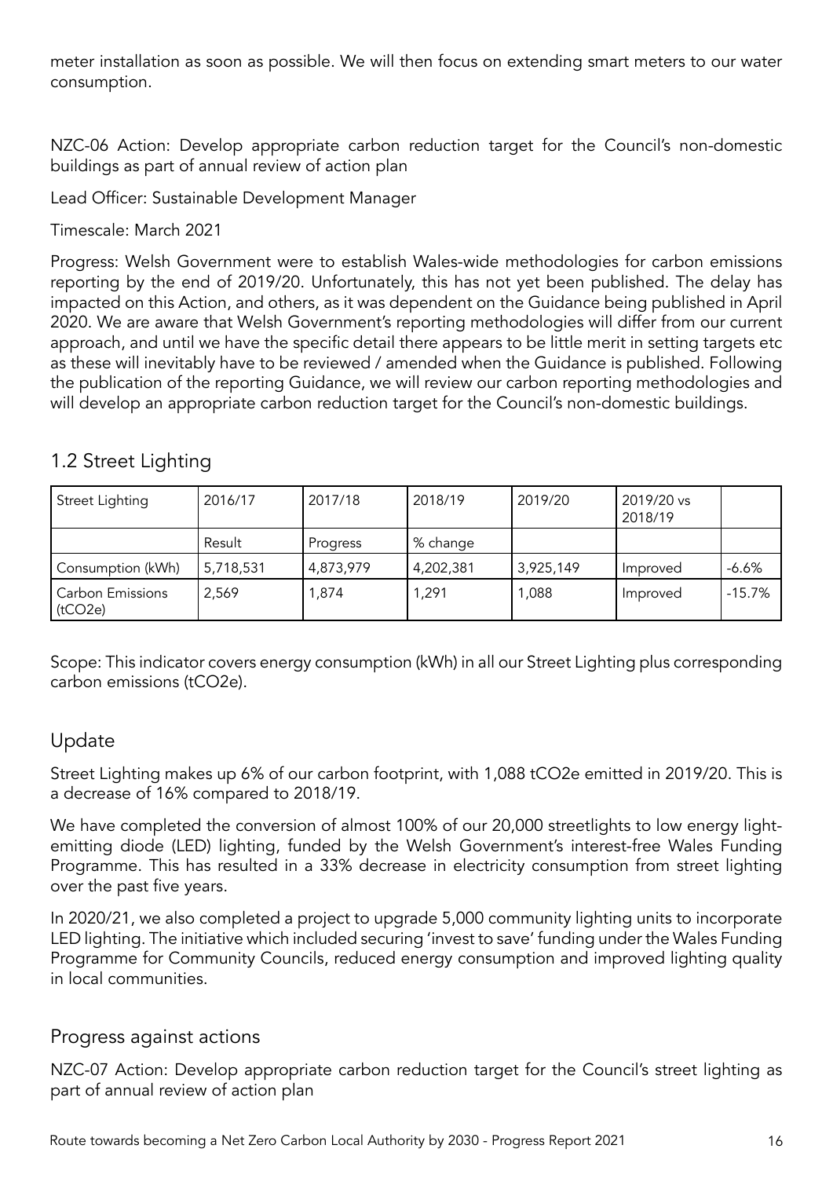meter installation as soon as possible. We will then focus on extending smart meters to our water consumption.

NZC-06 Action: Develop appropriate carbon reduction target for the Council's non-domestic buildings as part of annual review of action plan

Lead Officer: Sustainable Development Manager

Timescale: March 2021

Progress: Welsh Government were to establish Wales-wide methodologies for carbon emissions reporting by the end of 2019/20. Unfortunately, this has not yet been published. The delay has impacted on this Action, and others, as it was dependent on the Guidance being published in April 2020. We are aware that Welsh Government's reporting methodologies will differ from our current approach, and until we have the specific detail there appears to be little merit in setting targets etc as these will inevitably have to be reviewed / amended when the Guidance is published. Following the publication of the reporting Guidance, we will review our carbon reporting methodologies and will develop an appropriate carbon reduction target for the Council's non-domestic buildings.

## 1.2 Street Lighting

| Street Lighting | 2016/17 | 2017/18 | 2018/19 | 2019/20 | 2019/20 vs 2018/19 | |
|---|---|---|---|---|---|---|
| | Result | Progress | % change | | | |
| Consumption (kWh) | 5,718,531 | 4,873,979 | 4,202,381 | 3,925,149 | Improved | -6.6% |
| Carbon Emissions ($tCO_2e$) | 2,569 | 1,874 | 1,291 | 1,088 | Improved | -15.7% |

Scope: This indicator covers energy consumption (kWh) in all our Street Lighting plus corresponding carbon emissions ($tCO_2e$).

## Update

Street Lighting makes up 6% of our carbon footprint, with 1,088 $tCO_2e$ emitted in 2019/20. This is a decrease of 16% compared to 2018/19.

We have completed the conversion of almost 100% of our 20,000 streetlights to low energy light-emitting diode (LED) lighting, funded by the Welsh Government's interest-free Wales Funding Programme. This has resulted in a 33% decrease in electricity consumption from street lighting over the past five years.

In 2020/21, we also completed a project to upgrade 5,000 community lighting units to incorporate LED lighting. The initiative which included securing 'invest to save' funding under the Wales Funding Programme for Community Councils, reduced energy consumption and improved lighting quality in local communities.

## Progress against actions

NZC-07 Action: Develop appropriate carbon reduction target for the Council's street lighting as part of annual review of action plan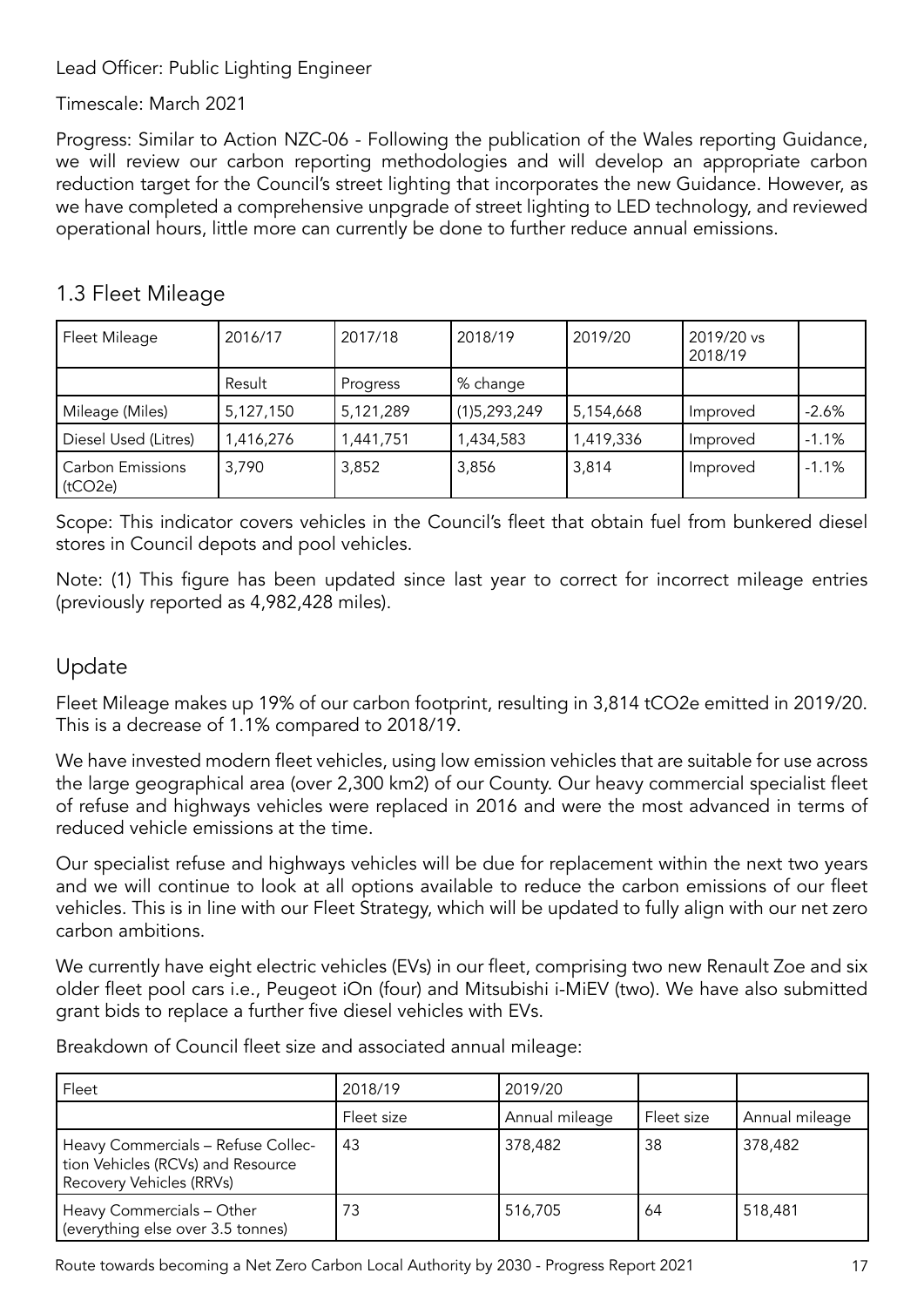Lead Officer: Public Lighting Engineer

Timescale: March 2021

Progress: Similar to Action NZC-06 - Following the publication of the Wales reporting Guidance, we will review our carbon reporting methodologies and will develop an appropriate carbon reduction target for the Council's street lighting that incorporates the new Guidance. However, as we have completed a comprehensive unpgrade of street lighting to LED technology, and reviewed operational hours, little more can currently be done to further reduce annual emissions.

## 1.3 Fleet Mileage

| Fleet Mileage | 2016/17 | 2017/18 | 2018/19 | 2019/20 | 2019/20 vs 2018/19 | |
|---|---|---|---|---|---|---|
| | Result | Progress | % change | | | |
| Mileage (Miles) | 5,127,150 | 5,121,289 | (1)5,293,249 | 5,154,668 | Improved | -2.6% |
| Diesel Used (Litres) | 1,416,276 | 1,441,751 | 1,434,583 | 1,419,336 | Improved | -1.1% |
| Carbon Emissions ($tCO_2e$) | 3,790 | 3,852 | 3,856 | 3,814 | Improved | -1.1% |

Scope: This indicator covers vehicles in the Council's fleet that obtain fuel from bunkered diesel stores in Council depots and pool vehicles.

Note: (1) This figure has been updated since last year to correct for incorrect mileage entries (previously reported as 4,982,428 miles).

## Update

Fleet Mileage makes up 19% of our carbon footprint, resulting in 3,814 $tCO_2e$ emitted in 2019/20. This is a decrease of 1.1% compared to 2018/19.

We have invested modern fleet vehicles, using low emission vehicles that are suitable for use across the large geographical area (over 2,300 km2) of our County. Our heavy commercial specialist fleet of refuse and highways vehicles were replaced in 2016 and were the most advanced in terms of reduced vehicle emissions at the time.

Our specialist refuse and highways vehicles will be due for replacement within the next two years and we will continue to look at all options available to reduce the carbon emissions of our fleet vehicles. This is in line with our Fleet Strategy, which will be updated to fully align with our net zero carbon ambitions.

We currently have eight electric vehicles (EVs) in our fleet, comprising two new Renault Zoe and six older fleet pool cars i.e., Peugeot iOn (four) and Mitsubishi i-MiEV (two). We have also submitted grant bids to replace a further five diesel vehicles with EVs.

Breakdown of Council fleet size and associated annual mileage:

| Fleet | 2018/19 | 2019/20 | | |
|---|---|---|---|---|
| | Fleet size | Annual mileage | Fleet size | Annual mileage |
| Heavy Commercials – Refuse Collection Vehicles (RCVs) and Resource Recovery Vehicles (RRVs) | 43 | 378,482 | 38 | 378,482 |
| Heavy Commercials – Other (everything else over 3.5 tonnes) | 73 | 516,705 | 64 | 518,481 |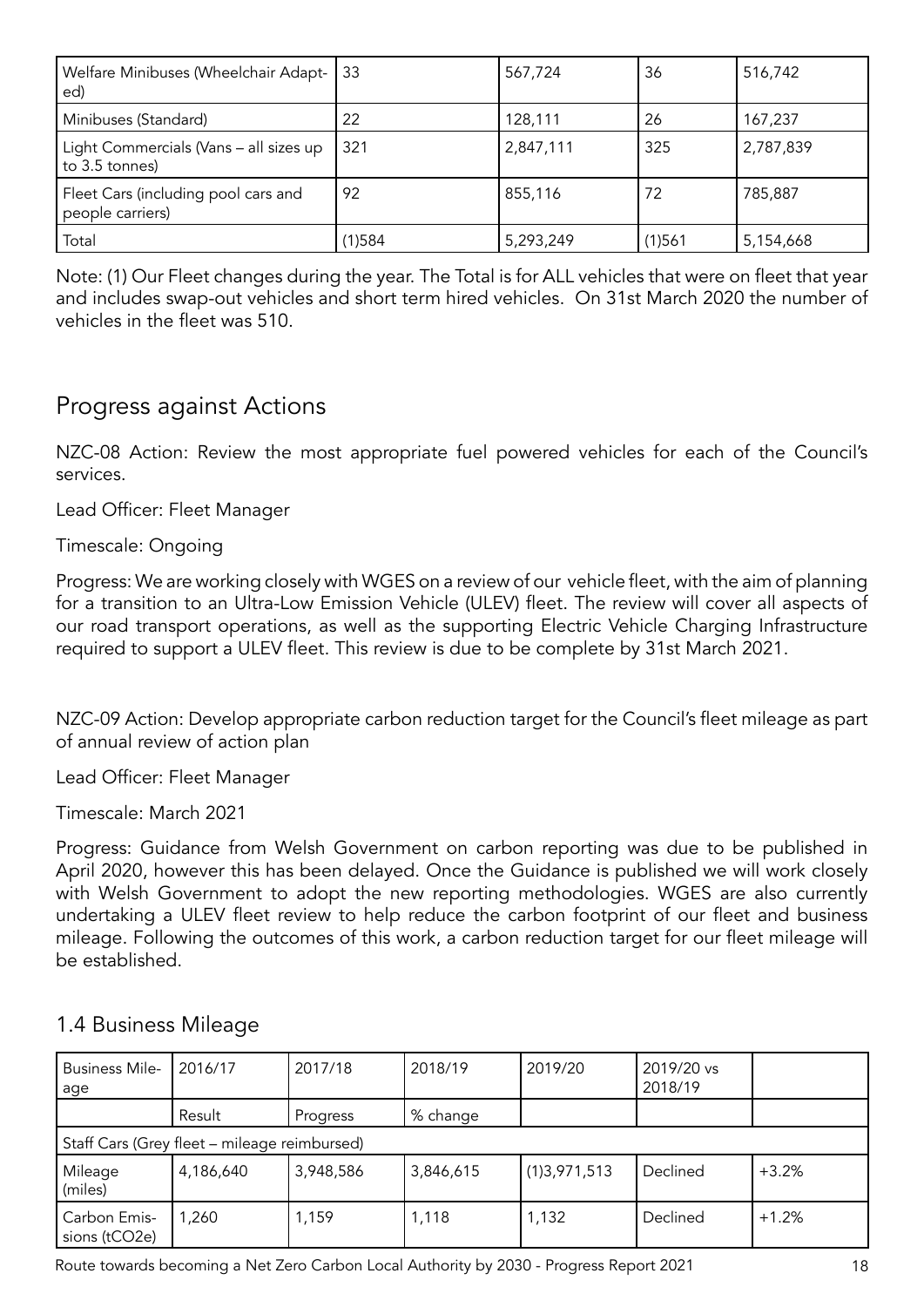| | | | | |
|---|---|---|---|---|
| Welfare Minibuses (Wheelchair Adapted) | 33 | 567,724 | 36 | 516,742 |
| Minibuses (Standard) | 22 | 128,111 | 26 | 167,237 |
| Light Commercials (Vans – all sizes up to 3.5 tonnes) | 321 | 2,847,111 | 325 | 2,787,839 |
| Fleet Cars (including pool cars and people carriers) | 92 | 855,116 | 72 | 785,887 |
| Total | (1)584 | 5,293,249 | (1)561 | 5,154,668 |

Note: (1) Our Fleet changes during the year. The Total is for ALL vehicles that were on fleet that year and includes swap-out vehicles and short term hired vehicles. On 31st March 2020 the number of vehicles in the fleet was 510.

## Progress against Actions

NZC-08 Action: Review the most appropriate fuel powered vehicles for each of the Council's services.

Lead Officer: Fleet Manager

Timescale: Ongoing

Progress: We are working closely with WGES on a review of our vehicle fleet, with the aim of planning for a transition to an Ultra-Low Emission Vehicle (ULEV) fleet. The review will cover all aspects of our road transport operations, as well as the supporting Electric Vehicle Charging Infrastructure required to support a ULEV fleet. This review is due to be complete by 31st March 2021.

NZC-09 Action: Develop appropriate carbon reduction target for the Council's fleet mileage as part of annual review of action plan

Lead Officer: Fleet Manager

Timescale: March 2021

Progress: Guidance from Welsh Government on carbon reporting was due to be published in April 2020, however this has been delayed. Once the Guidance is published we will work closely with Welsh Government to adopt the new reporting methodologies. WGES are also currently undertaking a ULEV fleet review to help reduce the carbon footprint of our fleet and business mileage. Following the outcomes of this work, a carbon reduction target for our fleet mileage will be established.

## 1.4 Business Mileage

| Business Mileage | 2016/17 | 2017/18 | 2018/19 | 2019/20 | 2019/20 vs 2018/19 | |
|---|---|---|---|---|---|---|
| | Result | Progress | % change | | | |
| Staff Cars (Grey fleet – mileage reimbursed) | | | | | | |
| Mileage (miles) | 4,186,640 | 3,948,586 | 3,846,615 | (1)3,971,513 | Declined | +3.2% |
| Carbon Emissions ($tCO_2e$) | 1,260 | 1,159 | 1,118 | 1,132 | Declined | +1.2% |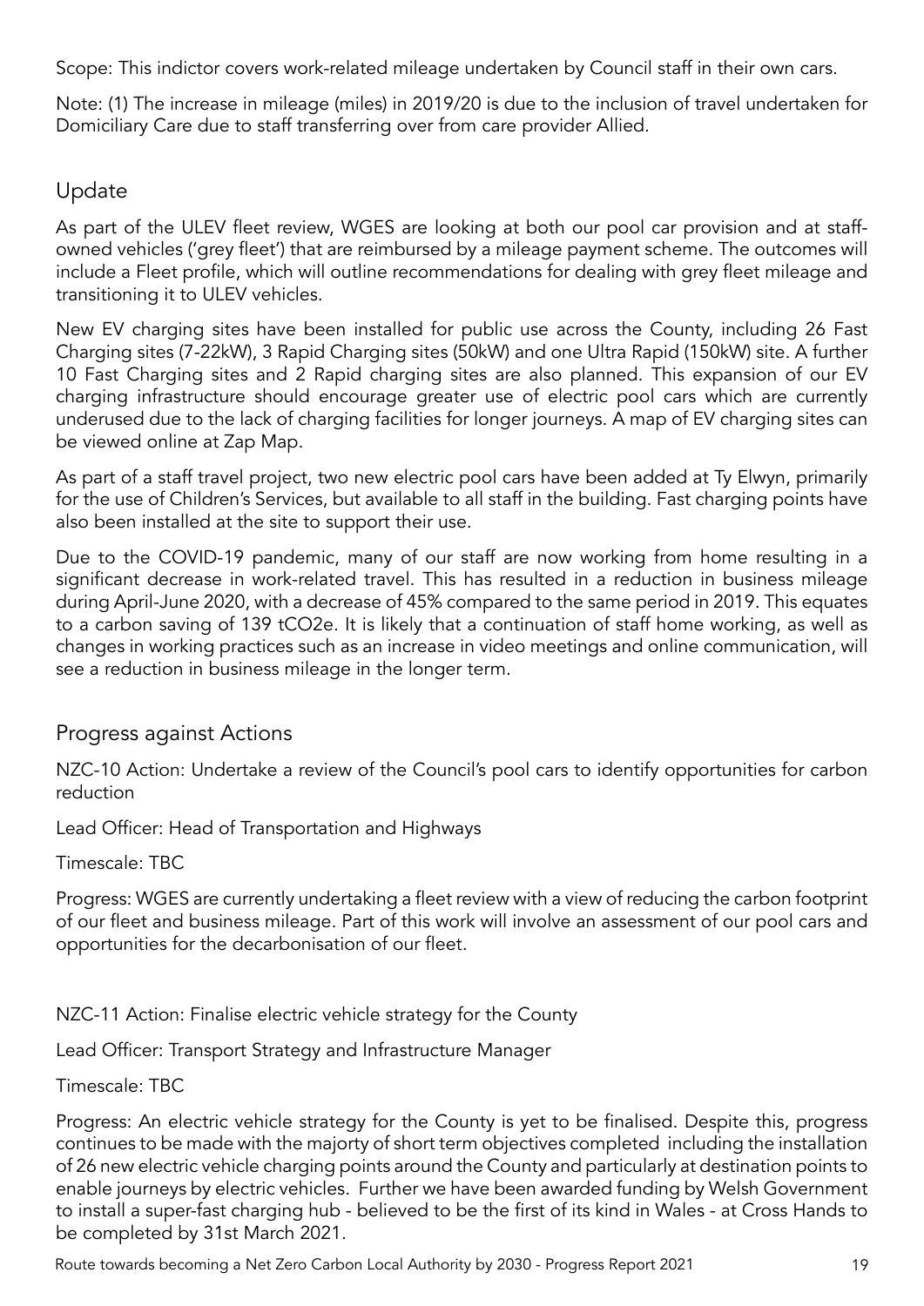Scope: This indictor covers work-related mileage undertaken by Council staff in their own cars.

Note: (1) The increase in mileage (miles) in 2019/20 is due to the inclusion of travel undertaken for Domiciliary Care due to staff transferring over from care provider Allied.

## Update

As part of the ULEV fleet review, WGES are looking at both our pool car provision and at staff-owned vehicles ('grey fleet') that are reimbursed by a mileage payment scheme. The outcomes will include a Fleet profile, which will outline recommendations for dealing with grey fleet mileage and transitioning it to ULEV vehicles.

New EV charging sites have been installed for public use across the County, including 26 Fast Charging sites (7-22kW), 3 Rapid Charging sites (50kW) and one Ultra Rapid (150kW) site. A further 10 Fast Charging sites and 2 Rapid charging sites are also planned. This expansion of our EV charging infrastructure should encourage greater use of electric pool cars which are currently underused due to the lack of charging facilities for longer journeys. A map of EV charging sites can be viewed online at Zap Map.

As part of a staff travel project, two new electric pool cars have been added at Ty Elwyn, primarily for the use of Children's Services, but available to all staff in the building. Fast charging points have also been installed at the site to support their use.

Due to the COVID-19 pandemic, many of our staff are now working from home resulting in a significant decrease in work-related travel. This has resulted in a reduction in business mileage during April-June 2020, with a decrease of 45% compared to the same period in 2019. This equates to a carbon saving of 139 tCO2e. It is likely that a continuation of staff home working, as well as changes in working practices such as an increase in video meetings and online communication, will see a reduction in business mileage in the longer term.

## Progress against Actions

NZC-10 Action: Undertake a review of the Council's pool cars to identify opportunities for carbon reduction

Lead Officer: Head of Transportation and Highways

Timescale: TBC

Progress: WGES are currently undertaking a fleet review with a view of reducing the carbon footprint of our fleet and business mileage. Part of this work will involve an assessment of our pool cars and opportunities for the decarbonisation of our fleet.

NZC-11 Action: Finalise electric vehicle strategy for the County

Lead Officer: Transport Strategy and Infrastructure Manager

Timescale: TBC

Progress: An electric vehicle strategy for the County is yet to be finalised. Despite this, progress continues to be made with the majorty of short term objectives completed including the installation of 26 new electric vehicle charging points around the County and particularly at destination points to enable journeys by electric vehicles. Further we have been awarded funding by Welsh Government to install a super-fast charging hub - believed to be the first of its kind in Wales - at Cross Hands to be completed by 31st March 2021.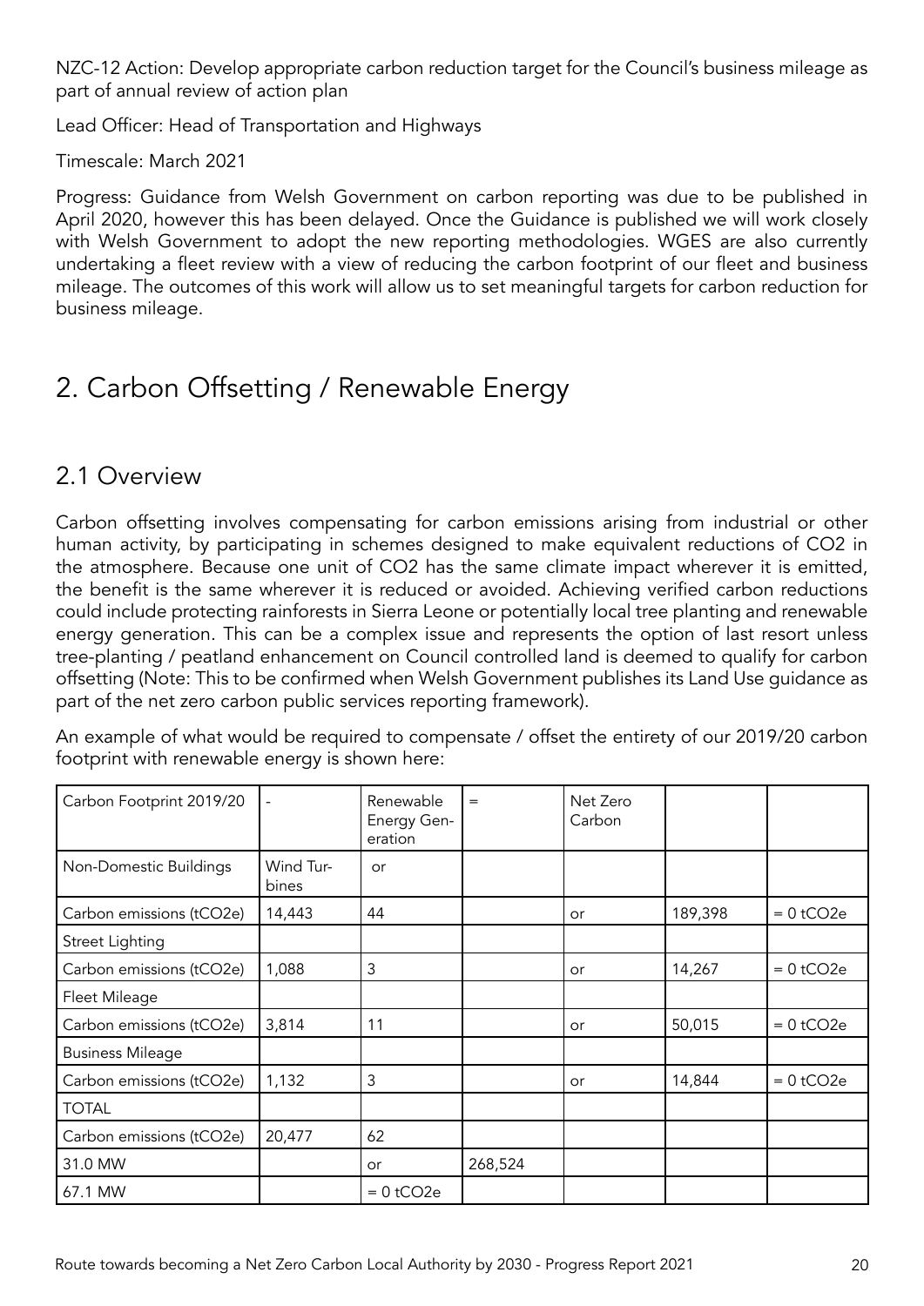NZC-12 Action: Develop appropriate carbon reduction target for the Council's business mileage as part of annual review of action plan

Lead Officer: Head of Transportation and Highways

Timescale: March 2021

Progress: Guidance from Welsh Government on carbon reporting was due to be published in April 2020, however this has been delayed. Once the Guidance is published we will work closely with Welsh Government to adopt the new reporting methodologies. WGES are also currently undertaking a fleet review with a view of reducing the carbon footprint of our fleet and business mileage. The outcomes of this work will allow us to set meaningful targets for carbon reduction for business mileage.

# 2. Carbon Offsetting / Renewable Energy

## 2.1 Overview

Carbon offsetting involves compensating for carbon emissions arising from industrial or other human activity, by participating in schemes designed to make equivalent reductions of CO2 in the atmosphere. Because one unit of CO2 has the same climate impact wherever it is emitted, the benefit is the same wherever it is reduced or avoided. Achieving verified carbon reductions could include protecting rainforests in Sierra Leone or potentially local tree planting and renewable energy generation. This can be a complex issue and represents the option of last resort unless tree-planting / peatland enhancement on Council controlled land is deemed to qualify for carbon offsetting (Note: This to be confirmed when Welsh Government publishes its Land Use guidance as part of the net zero carbon public services reporting framework).

An example of what would be required to compensate / offset the entirety of our 2019/20 carbon footprint with renewable energy is shown here:

| Carbon Footprint 2019/20 | - | Renewable Energy Generation | = | Net Zero Carbon | | |
|---|---|---|---|---|---|---|
| Non-Domestic Buildings | Wind Turbines | or | | | | |
| Carbon emissions (tCO2e) | 14,443 | 44 | | or | 189,398 | = 0 tCO2e |
| Street Lighting | | | | | | |
| Carbon emissions (tCO2e) | 1,088 | 3 | | or | 14,267 | = 0 tCO2e |
| Fleet Mileage | | | | | | |
| Carbon emissions (tCO2e) | 3,814 | 11 | | or | 50,015 | = 0 tCO2e |
| Business Mileage | | | | | | |
| Carbon emissions (tCO2e) | 1,132 | 3 | | or | 14,844 | = 0 tCO2e |
| TOTAL | | | | | | |
| Carbon emissions (tCO2e) | 20,477 | 62 | | | | |
| 31.0 MW | | or | 268,524 | | | |
| 67.1 MW | | = 0 tCO2e | | | | |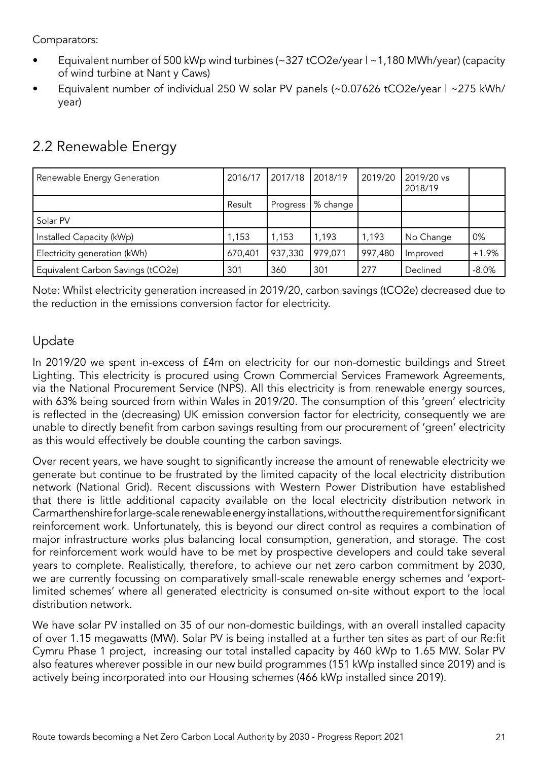Comparators:

- Equivalent number of 500 kWp wind turbines (~327 tCO2e/year | ~1,180 MWh/year) (capacity of wind turbine at Nant y Caws)
- Equivalent number of individual 250 W solar PV panels (~0.07626 tCO2e/year | ~275 kWh/year)

## 2.2 Renewable Energy

| Renewable Energy Generation | 2016/17 | 2017/18 | 2018/19 | 2019/20 | 2019/20 vs 2018/19 | |
|---|---|---|---|---|---|---|
| | Result | Progress | % change | | | |
| Solar PV | | | | | | |
| Installed Capacity (kWp) | 1,153 | 1,153 | 1,193 | 1,193 | No Change | 0% |
| Electricity generation (kWh) | 670,401 | 937,330 | 979,071 | 997,480 | Improved | +1.9% |
| Equivalent Carbon Savings (tCO2e) | 301 | 360 | 301 | 277 | Declined | -8.0% |

Note: Whilst electricity generation increased in 2019/20, carbon savings (tCO2e) decreased due to the reduction in the emissions conversion factor for electricity.

### Update

In 2019/20 we spent in-excess of £4m on electricity for our non-domestic buildings and Street Lighting. This electricity is procured using Crown Commercial Services Framework Agreements, via the National Procurement Service (NPS). All this electricity is from renewable energy sources, with 63% being sourced from within Wales in 2019/20. The consumption of this 'green' electricity is reflected in the (decreasing) UK emission conversion factor for electricity, consequently we are unable to directly benefit from carbon savings resulting from our procurement of 'green' electricity as this would effectively be double counting the carbon savings.

Over recent years, we have sought to significantly increase the amount of renewable electricity we generate but continue to be frustrated by the limited capacity of the local electricity distribution network (National Grid). Recent discussions with Western Power Distribution have established that there is little additional capacity available on the local electricity distribution network in Carmarthenshire for large-scale renewable energy installations, without the requirement for significant reinforcement work. Unfortunately, this is beyond our direct control as requires a combination of major infrastructure works plus balancing local consumption, generation, and storage. The cost for reinforcement work would have to be met by prospective developers and could take several years to complete. Realistically, therefore, to achieve our net zero carbon commitment by 2030, we are currently focussing on comparatively small-scale renewable energy schemes and 'export-limited schemes' where all generated electricity is consumed on-site without export to the local distribution network.

We have solar PV installed on 35 of our non-domestic buildings, with an overall installed capacity of over 1.15 megawatts (MW). Solar PV is being installed at a further ten sites as part of our Re:fit Cymru Phase 1 project, increasing our total installed capacity by 460 kWp to 1.65 MW. Solar PV also features wherever possible in our new build programmes (151 kWp installed since 2019) and is actively being incorporated into our Housing schemes (466 kWp installed since 2019).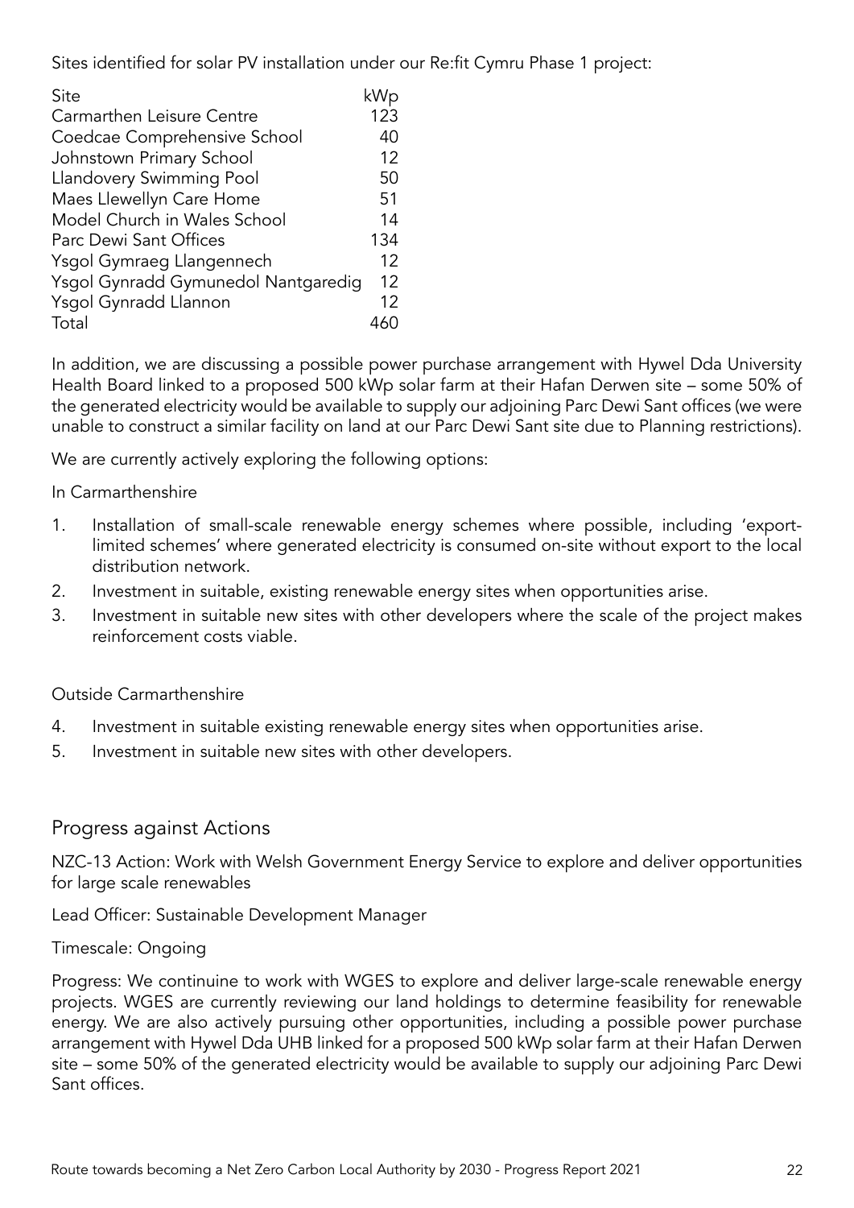Sites identified for solar PV installation under our Re:fit Cymru Phase 1 project:

| Site | kWp |
| --- | --- |
| Carmarthen Leisure Centre | 123 |
| Coedcae Comprehensive School | 40 |
| Johnstown Primary School | 12 |
| Llandovery Swimming Pool | 50 |
| Maes Llewellyn Care Home | 51 |
| Model Church in Wales School | 14 |
| Parc Dewi Sant Offices | 134 |
| Ysgol Gymraeg Llangennech | 12 |
| Ysgol Gynradd Gymunedol Nantgaredig | 12 |
| Ysgol Gynradd Llannon | 12 |
| Total | 460 |

In addition, we are discussing a possible power purchase arrangement with Hywel Dda University Health Board linked to a proposed 500 kWp solar farm at their Hafan Derwen site – some 50% of the generated electricity would be available to supply our adjoining Parc Dewi Sant offices (we were unable to construct a similar facility on land at our Parc Dewi Sant site due to Planning restrictions).

We are currently actively exploring the following options:

In Carmarthenshire

1. Installation of small-scale renewable energy schemes where possible, including 'export-limited schemes' where generated electricity is consumed on-site without export to the local distribution network.
2. Investment in suitable, existing renewable energy sites when opportunities arise.
3. Investment in suitable new sites with other developers where the scale of the project makes reinforcement costs viable.

Outside Carmarthenshire

4. Investment in suitable existing renewable energy sites when opportunities arise.
5. Investment in suitable new sites with other developers.

## Progress against Actions

NZC-13 Action: Work with Welsh Government Energy Service to explore and deliver opportunities for large scale renewables

Lead Officer: Sustainable Development Manager

Timescale: Ongoing

Progress: We continuine to work with WGES to explore and deliver large-scale renewable energy projects. WGES are currently reviewing our land holdings to determine feasibility for renewable energy. We are also actively pursuing other opportunities, including a possible power purchase arrangement with Hywel Dda UHB linked for a proposed 500 kWp solar farm at their Hafan Derwen site – some 50% of the generated electricity would be available to supply our adjoining Parc Dewi Sant offices.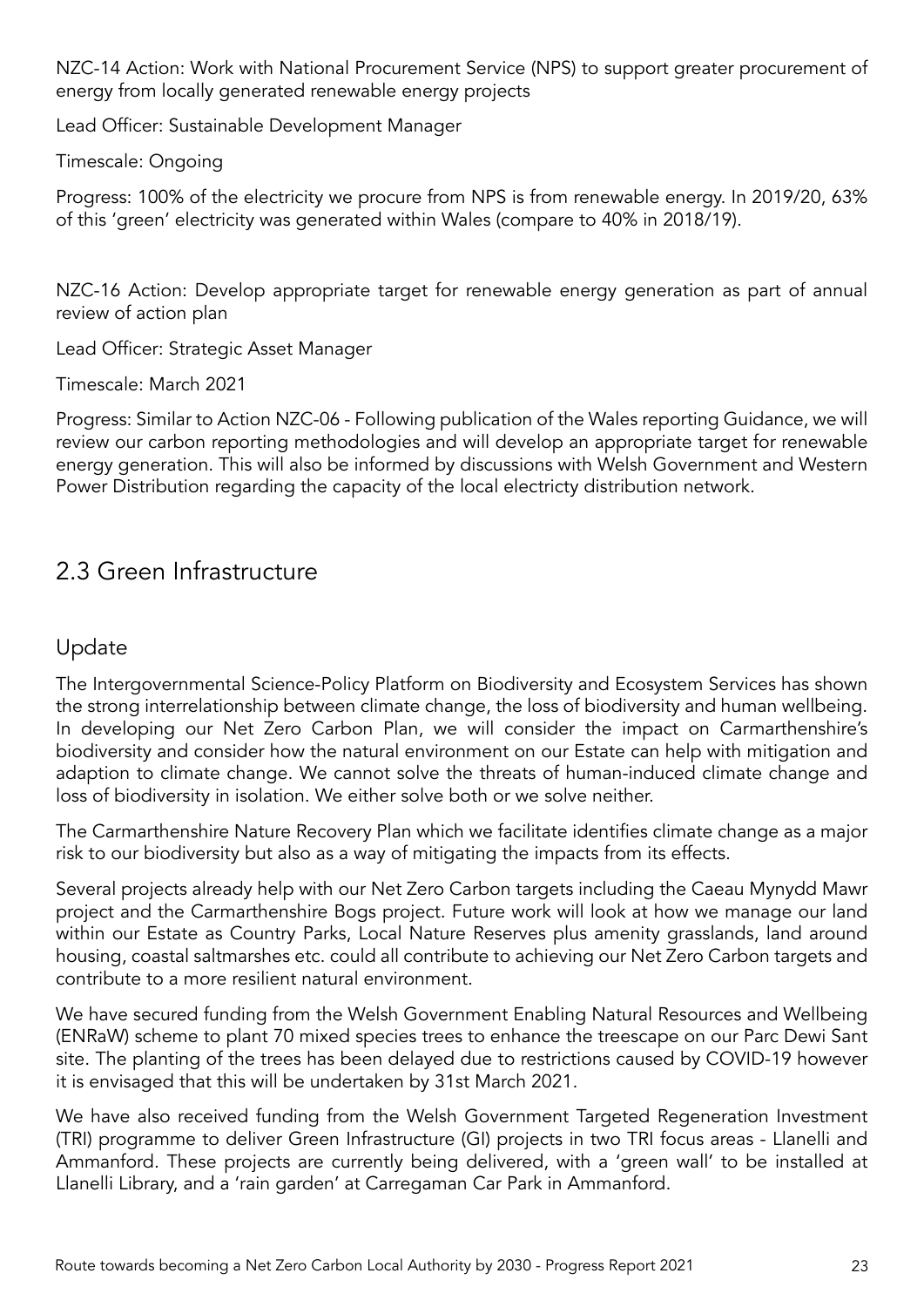NZC-14 Action: Work with National Procurement Service (NPS) to support greater procurement of energy from locally generated renewable energy projects

Lead Officer: Sustainable Development Manager

Timescale: Ongoing

Progress: 100% of the electricity we procure from NPS is from renewable energy. In 2019/20, 63% of this 'green' electricity was generated within Wales (compare to 40% in 2018/19).

NZC-16 Action: Develop appropriate target for renewable energy generation as part of annual review of action plan

Lead Officer: Strategic Asset Manager

Timescale: March 2021

Progress: Similar to Action NZC-06 - Following publication of the Wales reporting Guidance, we will review our carbon reporting methodologies and will develop an appropriate target for renewable energy generation. This will also be informed by discussions with Welsh Government and Western Power Distribution regarding the capacity of the local electricty distribution network.

## 2.3 Green Infrastructure

### Update

The Intergovernmental Science-Policy Platform on Biodiversity and Ecosystem Services has shown the strong interrelationship between climate change, the loss of biodiversity and human wellbeing. In developing our Net Zero Carbon Plan, we will consider the impact on Carmarthenshire's biodiversity and consider how the natural environment on our Estate can help with mitigation and adaption to climate change. We cannot solve the threats of human-induced climate change and loss of biodiversity in isolation. We either solve both or we solve neither.

The Carmarthenshire Nature Recovery Plan which we facilitate identifies climate change as a major risk to our biodiversity but also as a way of mitigating the impacts from its effects.

Several projects already help with our Net Zero Carbon targets including the Caeau Mynydd Mawr project and the Carmarthenshire Bogs project. Future work will look at how we manage our land within our Estate as Country Parks, Local Nature Reserves plus amenity grasslands, land around housing, coastal saltmarshes etc. could all contribute to achieving our Net Zero Carbon targets and contribute to a more resilient natural environment.

We have secured funding from the Welsh Government Enabling Natural Resources and Wellbeing (ENRaW) scheme to plant 70 mixed species trees to enhance the treescape on our Parc Dewi Sant site. The planting of the trees has been delayed due to restrictions caused by COVID-19 however it is envisaged that this will be undertaken by 31st March 2021.

We have also received funding from the Welsh Government Targeted Regeneration Investment (TRI) programme to deliver Green Infrastructure (GI) projects in two TRI focus areas - Llanelli and Ammanford. These projects are currently being delivered, with a 'green wall' to be installed at Llanelli Library, and a 'rain garden' at Carregaman Car Park in Ammanford.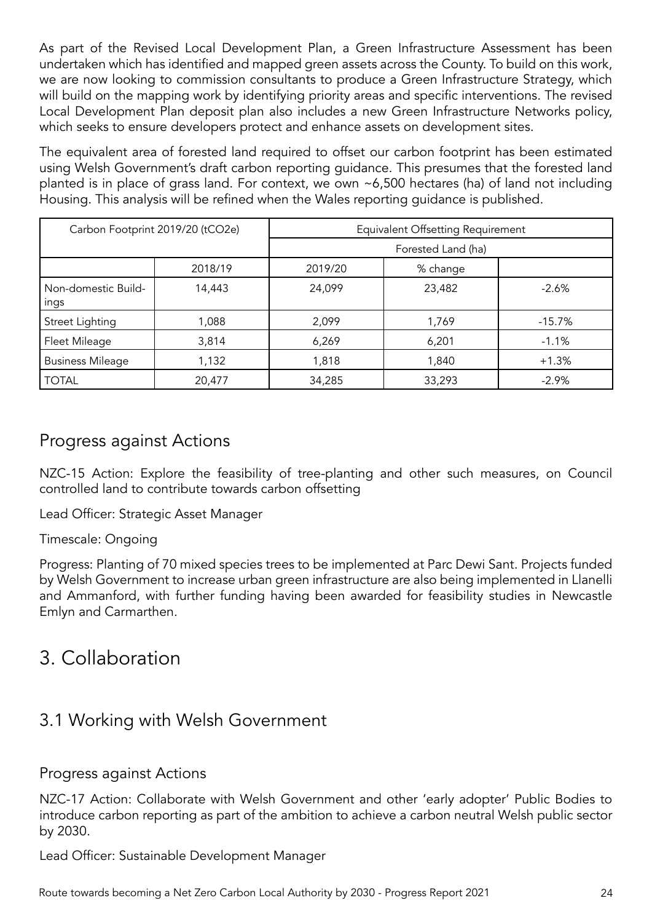As part of the Revised Local Development Plan, a Green Infrastructure Assessment has been undertaken which has identified and mapped green assets across the County. To build on this work, we are now looking to commission consultants to produce a Green Infrastructure Strategy, which will build on the mapping work by identifying priority areas and specific interventions. The revised Local Development Plan deposit plan also includes a new Green Infrastructure Networks policy, which seeks to ensure developers protect and enhance assets on development sites.

The equivalent area of forested land required to offset our carbon footprint has been estimated using Welsh Government's draft carbon reporting guidance. This presumes that the forested land planted is in place of grass land. For context, we own ~6,500 hectares (ha) of land not including Housing. This analysis will be refined when the Wales reporting guidance is published.

| Carbon Footprint 2019/20 ($tCO_2e$) | | Equivalent Offsetting Requirement | | |
|---|---|---|---|---|
| | | Forested Land (ha) | | |
| | 2018/19 | 2019/20 | % change | |
| Non-domestic Buildings | 14,443 | 24,099 | 23,482 | -2.6% |
| Street Lighting | 1,088 | 2,099 | 1,769 | -15.7% |
| Fleet Mileage | 3,814 | 6,269 | 6,201 | -1.1% |
| Business Mileage | 1,132 | 1,818 | 1,840 | +1.3% |
| TOTAL | 20,477 | 34,285 | 33,293 | -2.9% |

## Progress against Actions

NZC-15 Action: Explore the feasibility of tree-planting and other such measures, on Council controlled land to contribute towards carbon offsetting

Lead Officer: Strategic Asset Manager

Timescale: Ongoing

Progress: Planting of 70 mixed species trees to be implemented at Parc Dewi Sant. Projects funded by Welsh Government to increase urban green infrastructure are also being implemented in Llanelli and Ammanford, with further funding having been awarded for feasibility studies in Newcastle Emlyn and Carmarthen.

# 3. Collaboration

## 3.1 Working with Welsh Government

### Progress against Actions

NZC-17 Action: Collaborate with Welsh Government and other 'early adopter' Public Bodies to introduce carbon reporting as part of the ambition to achieve a carbon neutral Welsh public sector by 2030.

Lead Officer: Sustainable Development Manager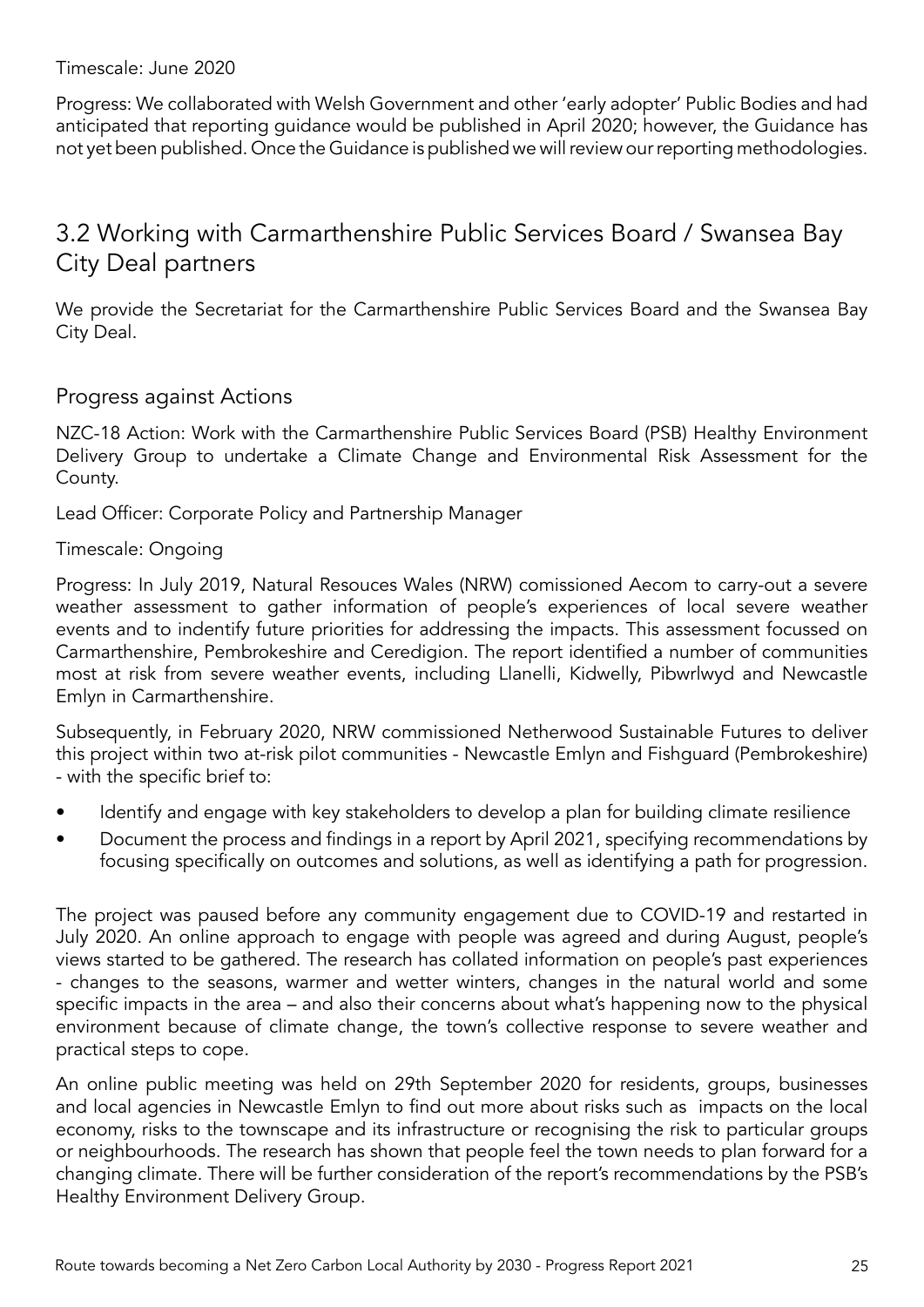Timescale: June 2020

Progress: We collaborated with Welsh Government and other 'early adopter' Public Bodies and had anticipated that reporting guidance would be published in April 2020; however, the Guidance has not yet been published. Once the Guidance is published we will review our reporting methodologies.

## 3.2 Working with Carmarthenshire Public Services Board / Swansea Bay City Deal partners

We provide the Secretariat for the Carmarthenshire Public Services Board and the Swansea Bay City Deal.

### Progress against Actions

NZC-18 Action: Work with the Carmarthenshire Public Services Board (PSB) Healthy Environment Delivery Group to undertake a Climate Change and Environmental Risk Assessment for the County.

Lead Officer: Corporate Policy and Partnership Manager

Timescale: Ongoing

Progress: In July 2019, Natural Resouces Wales (NRW) comissioned Aecom to carry-out a severe weather assessment to gather information of people's experiences of local severe weather events and to indentify future priorities for addressing the impacts. This assessment focussed on Carmarthenshire, Pembrokeshire and Ceredigion. The report identified a number of communities most at risk from severe weather events, including Llanelli, Kidwelly, Pibwrlwyd and Newcastle Emlyn in Carmarthenshire.

Subsequently, in February 2020, NRW commissioned Netherwood Sustainable Futures to deliver this project within two at-risk pilot communities - Newcastle Emlyn and Fishguard (Pembrokeshire) - with the specific brief to:

- Identify and engage with key stakeholders to develop a plan for building climate resilience
- Document the process and findings in a report by April 2021, specifying recommendations by focusing specifically on outcomes and solutions, as well as identifying a path for progression.

The project was paused before any community engagement due to COVID-19 and restarted in July 2020. An online approach to engage with people was agreed and during August, people's views started to be gathered. The research has collated information on people's past experiences - changes to the seasons, warmer and wetter winters, changes in the natural world and some specific impacts in the area – and also their concerns about what's happening now to the physical environment because of climate change, the town's collective response to severe weather and practical steps to cope.

An online public meeting was held on 29th September 2020 for residents, groups, businesses and local agencies in Newcastle Emlyn to find out more about risks such as impacts on the local economy, risks to the townscape and its infrastructure or recognising the risk to particular groups or neighbourhoods. The research has shown that people feel the town needs to plan forward for a changing climate. There will be further consideration of the report's recommendations by the PSB's Healthy Environment Delivery Group.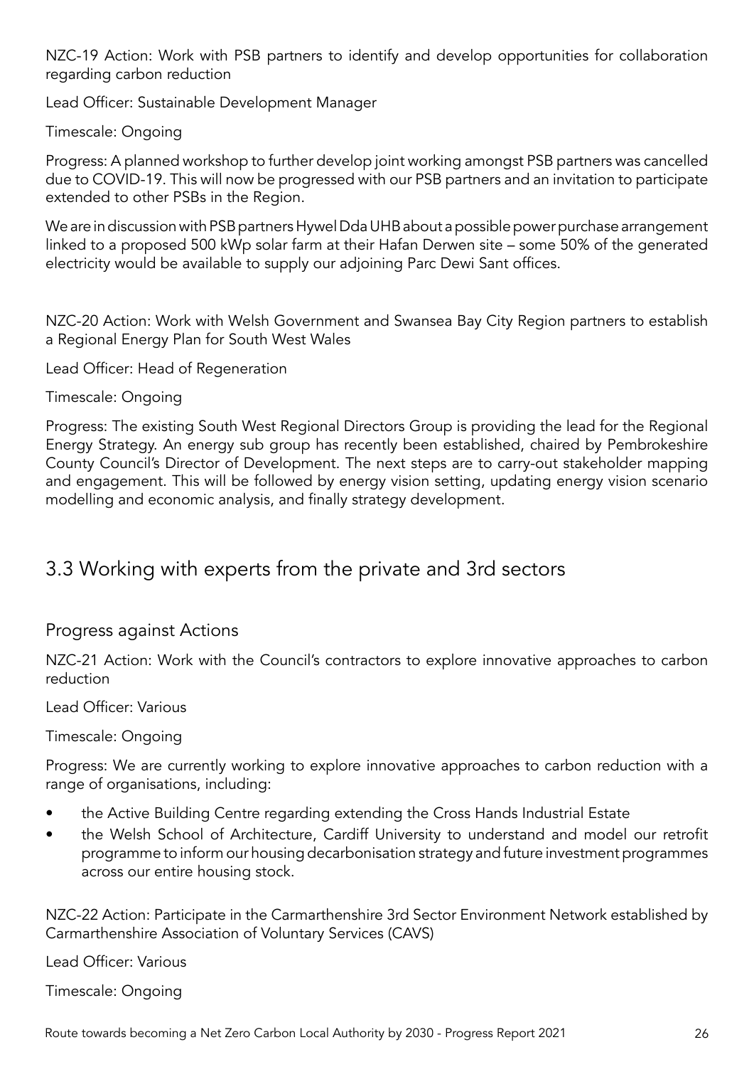NZC-19 Action: Work with PSB partners to identify and develop opportunities for collaboration regarding carbon reduction

Lead Officer: Sustainable Development Manager

Timescale: Ongoing

Progress: A planned workshop to further develop joint working amongst PSB partners was cancelled due to COVID-19. This will now be progressed with our PSB partners and an invitation to participate extended to other PSBs in the Region.

We are in discussion with PSB partners Hywel Dda UHB about a possible power purchase arrangement linked to a proposed 500 kWp solar farm at their Hafan Derwen site – some 50% of the generated electricity would be available to supply our adjoining Parc Dewi Sant offices.

NZC-20 Action: Work with Welsh Government and Swansea Bay City Region partners to establish a Regional Energy Plan for South West Wales

Lead Officer: Head of Regeneration

Timescale: Ongoing

Progress: The existing South West Regional Directors Group is providing the lead for the Regional Energy Strategy. An energy sub group has recently been established, chaired by Pembrokeshire County Council's Director of Development. The next steps are to carry-out stakeholder mapping and engagement. This will be followed by energy vision setting, updating energy vision scenario modelling and economic analysis, and finally strategy development.

## 3.3 Working with experts from the private and 3rd sectors

### Progress against Actions

NZC-21 Action: Work with the Council's contractors to explore innovative approaches to carbon reduction

Lead Officer: Various

Timescale: Ongoing

Progress: We are currently working to explore innovative approaches to carbon reduction with a range of organisations, including:

- the Active Building Centre regarding extending the Cross Hands Industrial Estate
- the Welsh School of Architecture, Cardiff University to understand and model our retrofit programme to inform our housing decarbonisation strategy and future investment programmes across our entire housing stock.

NZC-22 Action: Participate in the Carmarthenshire 3rd Sector Environment Network established by Carmarthenshire Association of Voluntary Services (CAVS)

Lead Officer: Various

Timescale: Ongoing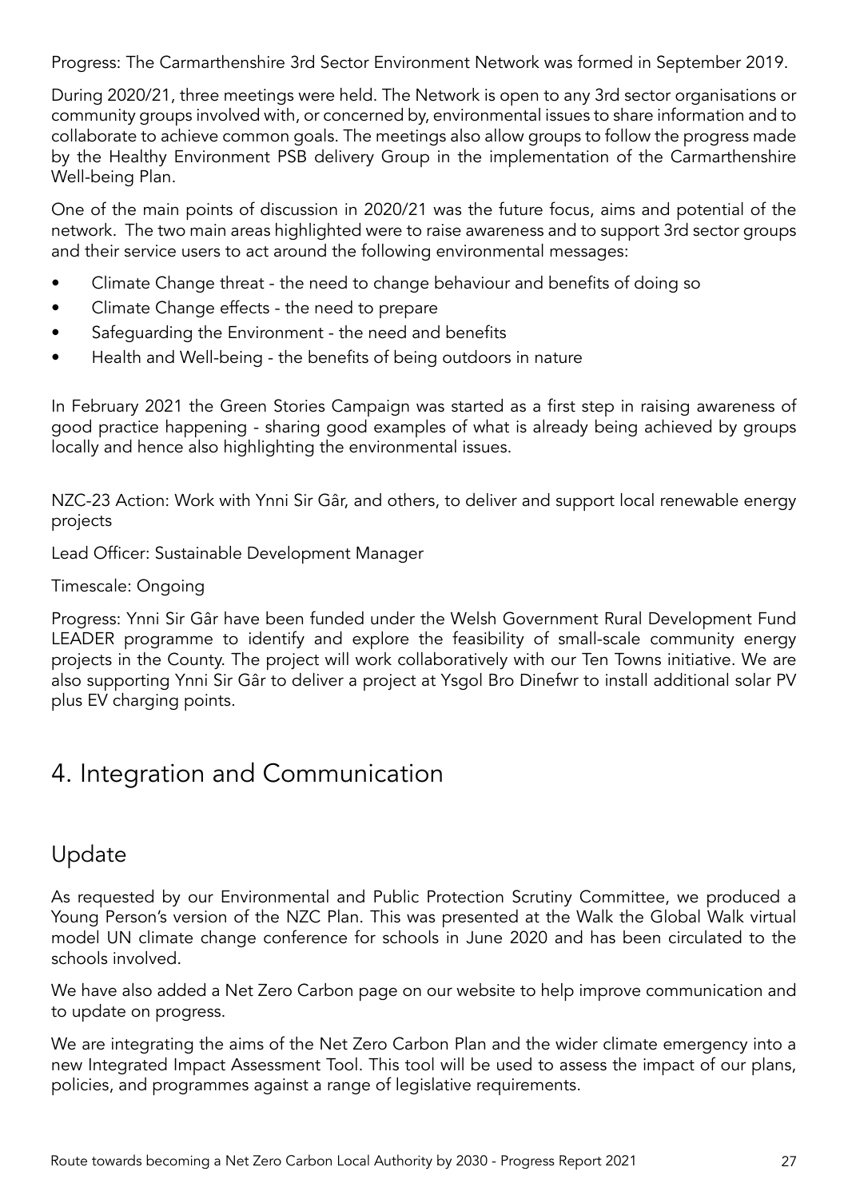Progress: The Carmarthenshire 3rd Sector Environment Network was formed in September 2019.

During 2020/21, three meetings were held. The Network is open to any 3rd sector organisations or community groups involved with, or concerned by, environmental issues to share information and to collaborate to achieve common goals. The meetings also allow groups to follow the progress made by the Healthy Environment PSB delivery Group in the implementation of the Carmarthenshire Well-being Plan.

One of the main points of discussion in 2020/21 was the future focus, aims and potential of the network. The two main areas highlighted were to raise awareness and to support 3rd sector groups and their service users to act around the following environmental messages:

- Climate Change threat - the need to change behaviour and benefits of doing so
- Climate Change effects - the need to prepare
- Safeguarding the Environment - the need and benefits
- Health and Well-being - the benefits of being outdoors in nature

In February 2021 the Green Stories Campaign was started as a first step in raising awareness of good practice happening - sharing good examples of what is already being achieved by groups locally and hence also highlighting the environmental issues.

NZC-23 Action: Work with Ynni Sir Gâr, and others, to deliver and support local renewable energy projects

Lead Officer: Sustainable Development Manager

Timescale: Ongoing

Progress: Ynni Sir Gâr have been funded under the Welsh Government Rural Development Fund LEADER programme to identify and explore the feasibility of small-scale community energy projects in the County. The project will work collaboratively with our Ten Towns initiative. We are also supporting Ynni Sir Gâr to deliver a project at Ysgol Bro Dinefwr to install additional solar PV plus EV charging points.

# 4. Integration and Communication

## Update

As requested by our Environmental and Public Protection Scrutiny Committee, we produced a Young Person's version of the NZC Plan. This was presented at the Walk the Global Walk virtual model UN climate change conference for schools in June 2020 and has been circulated to the schools involved.

We have also added a Net Zero Carbon page on our website to help improve communication and to update on progress.

We are integrating the aims of the Net Zero Carbon Plan and the wider climate emergency into a new Integrated Impact Assessment Tool. This tool will be used to assess the impact of our plans, policies, and programmes against a range of legislative requirements.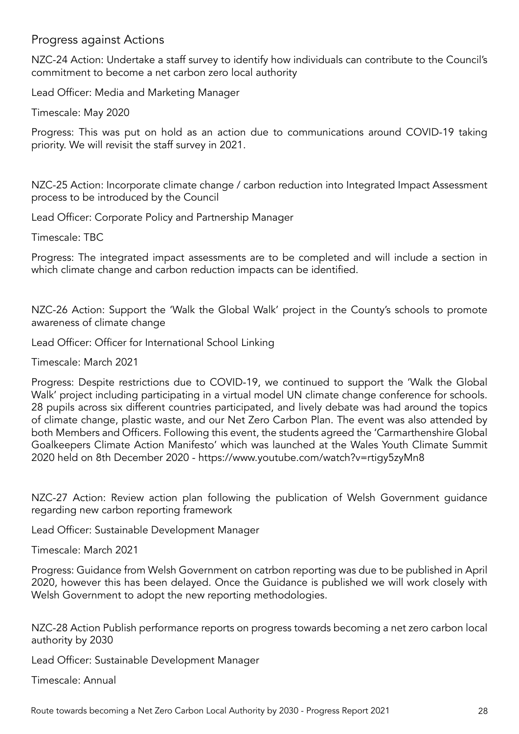## Progress against Actions

NZC-24 Action: Undertake a staff survey to identify how individuals can contribute to the Council's commitment to become a net carbon zero local authority

Lead Officer: Media and Marketing Manager

Timescale: May 2020

Progress: This was put on hold as an action due to communications around COVID-19 taking priority. We will revisit the staff survey in 2021.

NZC-25 Action: Incorporate climate change / carbon reduction into Integrated Impact Assessment process to be introduced by the Council

Lead Officer: Corporate Policy and Partnership Manager

Timescale: TBC

Progress: The integrated impact assessments are to be completed and will include a section in which climate change and carbon reduction impacts can be identified.

NZC-26 Action: Support the 'Walk the Global Walk' project in the County's schools to promote awareness of climate change

Lead Officer: Officer for International School Linking

Timescale: March 2021

Progress: Despite restrictions due to COVID-19, we continued to support the 'Walk the Global Walk' project including participating in a virtual model UN climate change conference for schools. 28 pupils across six different countries participated, and lively debate was had around the topics of climate change, plastic waste, and our Net Zero Carbon Plan. The event was also attended by both Members and Officers. Following this event, the students agreed the 'Carmarthenshire Global Goalkeepers Climate Action Manifesto' which was launched at the Wales Youth Climate Summit 2020 held on 8th December 2020 - https://www.youtube.com/watch?v=rtigy5zyMn8

NZC-27 Action: Review action plan following the publication of Welsh Government guidance regarding new carbon reporting framework

Lead Officer: Sustainable Development Manager

Timescale: March 2021

Progress: Guidance from Welsh Government on catrbon reporting was due to be published in April 2020, however this has been delayed. Once the Guidance is published we will work closely with Welsh Government to adopt the new reporting methodologies.

NZC-28 Action Publish performance reports on progress towards becoming a net zero carbon local authority by 2030

Lead Officer: Sustainable Development Manager

Timescale: Annual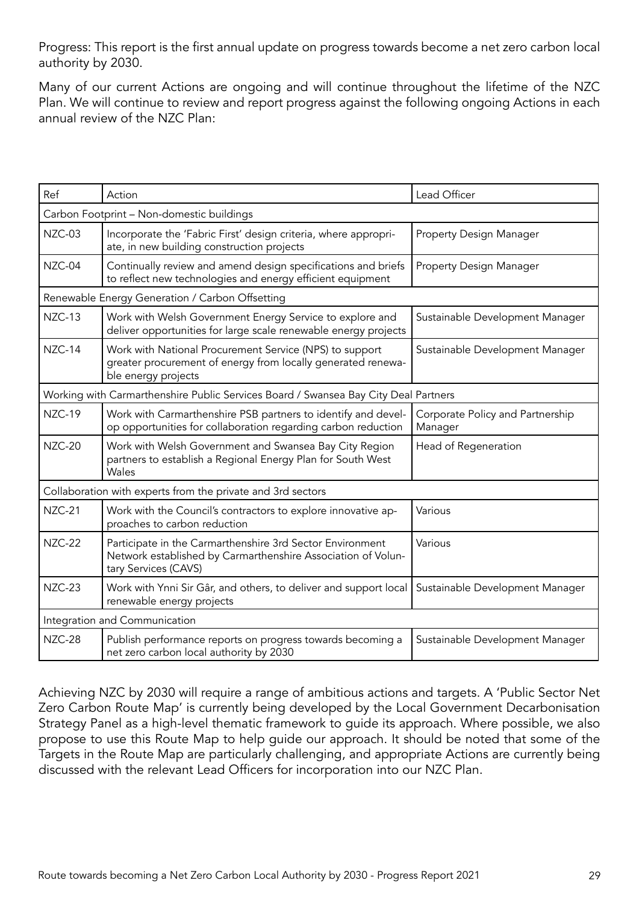Progress: This report is the first annual update on progress towards become a net zero carbon local authority by 2030.

Many of our current Actions are ongoing and will continue throughout the lifetime of the NZC Plan. We will continue to review and report progress against the following ongoing Actions in each annual review of the NZC Plan:

| Ref | Action | Lead Officer |
|---|---|---|
| Carbon Footprint – Non-domestic buildings | | |
| NZC-03 | Incorporate the 'Fabric First' design criteria, where appropriate, in new building construction projects | Property Design Manager |
| NZC-04 | Continually review and amend design specifications and briefs to reflect new technologies and energy efficient equipment | Property Design Manager |
| Renewable Energy Generation / Carbon Offsetting | | |
| NZC-13 | Work with Welsh Government Energy Service to explore and deliver opportunities for large scale renewable energy projects | Sustainable Development Manager |
| NZC-14 | Work with National Procurement Service (NPS) to support greater procurement of energy from locally generated renewable energy projects | Sustainable Development Manager |
| Working with Carmarthenshire Public Services Board / Swansea Bay City Deal Partners | | |
| NZC-19 | Work with Carmarthenshire PSB partners to identify and develop opportunities for collaboration regarding carbon reduction | Corporate Policy and Partnership Manager |
| NZC-20 | Work with Welsh Government and Swansea Bay City Region partners to establish a Regional Energy Plan for South West Wales | Head of Regeneration |
| Collaboration with experts from the private and 3rd sectors | | |
| NZC-21 | Work with the Council's contractors to explore innovative approaches to carbon reduction | Various |
| NZC-22 | Participate in the Carmarthenshire 3rd Sector Environment Network established by Carmarthenshire Association of Voluntary Services (CAVS) | Various |
| NZC-23 | Work with Ynni Sir Gâr, and others, to deliver and support local renewable energy projects | Sustainable Development Manager |
| Integration and Communication | | |
| NZC-28 | Publish performance reports on progress towards becoming a net zero carbon local authority by 2030 | Sustainable Development Manager |

Achieving NZC by 2030 will require a range of ambitious actions and targets. A 'Public Sector Net Zero Carbon Route Map' is currently being developed by the Local Government Decarbonisation Strategy Panel as a high-level thematic framework to guide its approach. Where possible, we also propose to use this Route Map to help guide our approach. It should be noted that some of the Targets in the Route Map are particularly challenging, and appropriate Actions are currently being discussed with the relevant Lead Officers for incorporation into our NZC Plan.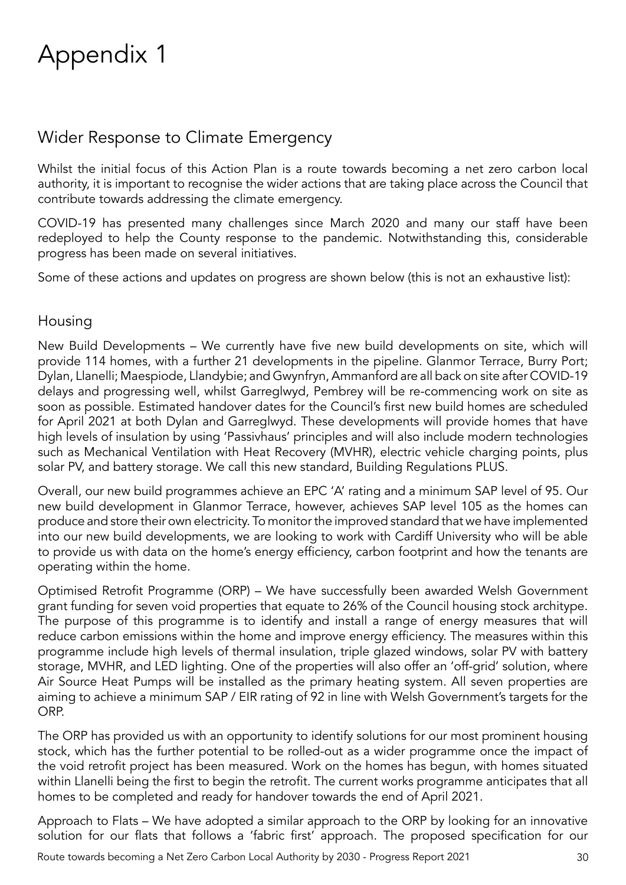# Appendix 1

## Wider Response to Climate Emergency

Whilst the initial focus of this Action Plan is a route towards becoming a net zero carbon local authority, it is important to recognise the wider actions that are taking place across the Council that contribute towards addressing the climate emergency.

COVID-19 has presented many challenges since March 2020 and many our staff have been redeployed to help the County response to the pandemic. Notwithstanding this, considerable progress has been made on several initiatives.

Some of these actions and updates on progress are shown below (this is not an exhaustive list):

### Housing

New Build Developments – We currently have five new build developments on site, which will provide 114 homes, with a further 21 developments in the pipeline. Glanmor Terrace, Burry Port; Dylan, Llanelli; Maespiode, Llandybie; and Gwynfryn, Ammanford are all back on site after COVID-19 delays and progressing well, whilst Garreglwyd, Pembrey will be re-commencing work on site as soon as possible. Estimated handover dates for the Council's first new build homes are scheduled for April 2021 at both Dylan and Garreglwyd. These developments will provide homes that have high levels of insulation by using 'Passivhaus' principles and will also include modern technologies such as Mechanical Ventilation with Heat Recovery (MVHR), electric vehicle charging points, plus solar PV, and battery storage. We call this new standard, Building Regulations PLUS.

Overall, our new build programmes achieve an EPC 'A' rating and a minimum SAP level of 95. Our new build development in Glanmor Terrace, however, achieves SAP level 105 as the homes can produce and store their own electricity. To monitor the improved standard that we have implemented into our new build developments, we are looking to work with Cardiff University who will be able to provide us with data on the home's energy efficiency, carbon footprint and how the tenants are operating within the home.

Optimised Retrofit Programme (ORP) – We have successfully been awarded Welsh Government grant funding for seven void properties that equate to 26% of the Council housing stock architype. The purpose of this programme is to identify and install a range of energy measures that will reduce carbon emissions within the home and improve energy efficiency. The measures within this programme include high levels of thermal insulation, triple glazed windows, solar PV with battery storage, MVHR, and LED lighting. One of the properties will also offer an 'off-grid' solution, where Air Source Heat Pumps will be installed as the primary heating system. All seven properties are aiming to achieve a minimum SAP / EIR rating of 92 in line with Welsh Government's targets for the ORP.

The ORP has provided us with an opportunity to identify solutions for our most prominent housing stock, which has the further potential to be rolled-out as a wider programme once the impact of the void retrofit project has been measured. Work on the homes has begun, with homes situated within Llanelli being the first to begin the retrofit. The current works programme anticipates that all homes to be completed and ready for handover towards the end of April 2021.

Approach to Flats – We have adopted a similar approach to the ORP by looking for an innovative solution for our flats that follows a 'fabric first' approach. The proposed specification for our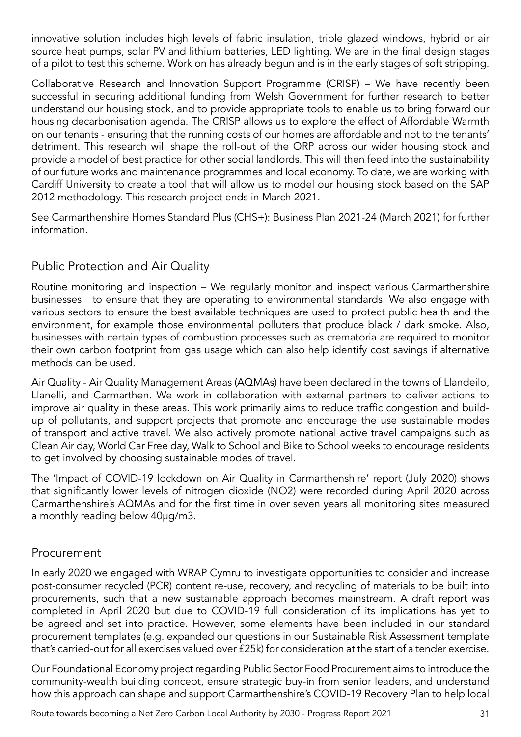innovative solution includes high levels of fabric insulation, triple glazed windows, hybrid or air source heat pumps, solar PV and lithium batteries, LED lighting. We are in the final design stages of a pilot to test this scheme. Work on has already begun and is in the early stages of soft stripping.

Collaborative Research and Innovation Support Programme (CRISP) – We have recently been successful in securing additional funding from Welsh Government for further research to better understand our housing stock, and to provide appropriate tools to enable us to bring forward our housing decarbonisation agenda. The CRISP allows us to explore the effect of Affordable Warmth on our tenants - ensuring that the running costs of our homes are affordable and not to the tenants' detriment. This research will shape the roll-out of the ORP across our wider housing stock and provide a model of best practice for other social landlords. This will then feed into the sustainability of our future works and maintenance programmes and local economy. To date, we are working with Cardiff University to create a tool that will allow us to model our housing stock based on the SAP 2012 methodology. This research project ends in March 2021.

See Carmarthenshire Homes Standard Plus (CHS+): Business Plan 2021-24 (March 2021) for further information.

## Public Protection and Air Quality

Routine monitoring and inspection – We regularly monitor and inspect various Carmarthenshire businesses to ensure that they are operating to environmental standards. We also engage with various sectors to ensure the best available techniques are used to protect public health and the environment, for example those environmental polluters that produce black / dark smoke. Also, businesses with certain types of combustion processes such as crematoria are required to monitor their own carbon footprint from gas usage which can also help identify cost savings if alternative methods can be used.

Air Quality - Air Quality Management Areas (AQMAs) have been declared in the towns of Llandeilo, Llanelli, and Carmarthen. We work in collaboration with external partners to deliver actions to improve air quality in these areas. This work primarily aims to reduce traffic congestion and build-up of pollutants, and support projects that promote and encourage the use sustainable modes of transport and active travel. We also actively promote national active travel campaigns such as Clean Air day, World Car Free day, Walk to School and Bike to School weeks to encourage residents to get involved by choosing sustainable modes of travel.

The 'Impact of COVID-19 lockdown on Air Quality in Carmarthenshire' report (July 2020) shows that significantly lower levels of nitrogen dioxide ($NO_2$) were recorded during April 2020 across Carmarthenshire's AQMAs and for the first time in over seven years all monitoring sites measured a monthly reading below 40µg/m3.

## Procurement

In early 2020 we engaged with WRAP Cymru to investigate opportunities to consider and increase post-consumer recycled (PCR) content re-use, recovery, and recycling of materials to be built into procurements, such that a new sustainable approach becomes mainstream. A draft report was completed in April 2020 but due to COVID-19 full consideration of its implications has yet to be agreed and set into practice. However, some elements have been included in our standard procurement templates (e.g. expanded our questions in our Sustainable Risk Assessment template that's carried-out for all exercises valued over £25k) for consideration at the start of a tender exercise.

Our Foundational Economy project regarding Public Sector Food Procurement aims to introduce the community-wealth building concept, ensure strategic buy-in from senior leaders, and understand how this approach can shape and support Carmarthenshire's COVID-19 Recovery Plan to help local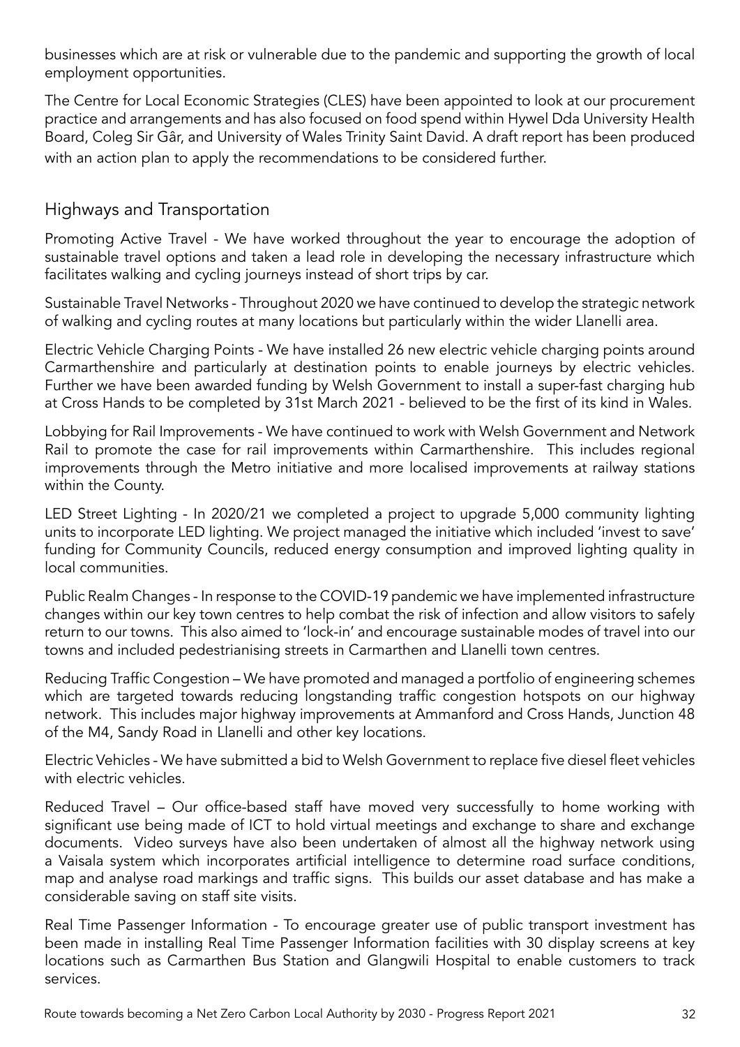businesses which are at risk or vulnerable due to the pandemic and supporting the growth of local employment opportunities.

The Centre for Local Economic Strategies (CLES) have been appointed to look at our procurement practice and arrangements and has also focused on food spend within Hywel Dda University Health Board, Coleg Sir Gâr, and University of Wales Trinity Saint David. A draft report has been produced with an action plan to apply the recommendations to be considered further.

## Highways and Transportation

Promoting Active Travel - We have worked throughout the year to encourage the adoption of sustainable travel options and taken a lead role in developing the necessary infrastructure which facilitates walking and cycling journeys instead of short trips by car.

Sustainable Travel Networks - Throughout 2020 we have continued to develop the strategic network of walking and cycling routes at many locations but particularly within the wider Llanelli area.

Electric Vehicle Charging Points - We have installed 26 new electric vehicle charging points around Carmarthenshire and particularly at destination points to enable journeys by electric vehicles. Further we have been awarded funding by Welsh Government to install a super-fast charging hub at Cross Hands to be completed by 31st March 2021 - believed to be the first of its kind in Wales.

Lobbying for Rail Improvements - We have continued to work with Welsh Government and Network Rail to promote the case for rail improvements within Carmarthenshire. This includes regional improvements through the Metro initiative and more localised improvements at railway stations within the County.

LED Street Lighting - In 2020/21 we completed a project to upgrade 5,000 community lighting units to incorporate LED lighting. We project managed the initiative which included 'invest to save' funding for Community Councils, reduced energy consumption and improved lighting quality in local communities.

Public Realm Changes - In response to the COVID-19 pandemic we have implemented infrastructure changes within our key town centres to help combat the risk of infection and allow visitors to safely return to our towns. This also aimed to 'lock-in' and encourage sustainable modes of travel into our towns and included pedestrianising streets in Carmarthen and Llanelli town centres.

Reducing Traffic Congestion – We have promoted and managed a portfolio of engineering schemes which are targeted towards reducing longstanding traffic congestion hotspots on our highway network. This includes major highway improvements at Ammanford and Cross Hands, Junction 48 of the M4, Sandy Road in Llanelli and other key locations.

Electric Vehicles - We have submitted a bid to Welsh Government to replace five diesel fleet vehicles with electric vehicles.

Reduced Travel – Our office-based staff have moved very successfully to home working with significant use being made of ICT to hold virtual meetings and exchange to share and exchange documents. Video surveys have also been undertaken of almost all the highway network using a Vaisala system which incorporates artificial intelligence to determine road surface conditions, map and analyse road markings and traffic signs. This builds our asset database and has make a considerable saving on staff site visits.

Real Time Passenger Information - To encourage greater use of public transport investment has been made in installing Real Time Passenger Information facilities with 30 display screens at key locations such as Carmarthen Bus Station and Glangwili Hospital to enable customers to track services.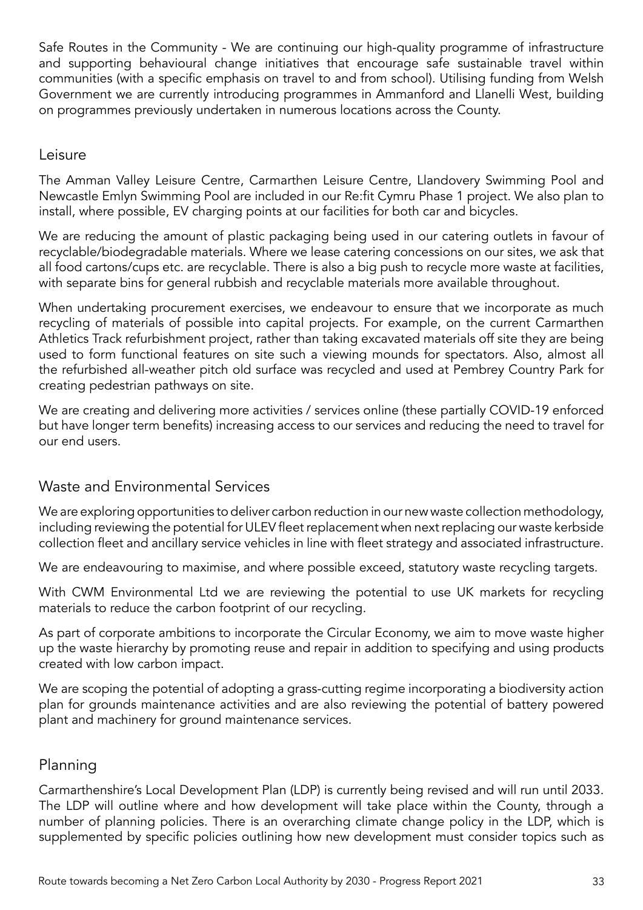Safe Routes in the Community - We are continuing our high-quality programme of infrastructure and supporting behavioural change initiatives that encourage safe sustainable travel within communities (with a specific emphasis on travel to and from school). Utilising funding from Welsh Government we are currently introducing programmes in Ammanford and Llanelli West, building on programmes previously undertaken in numerous locations across the County.

## Leisure

The Amman Valley Leisure Centre, Carmarthen Leisure Centre, Llandovery Swimming Pool and Newcastle Emlyn Swimming Pool are included in our Re:fit Cymru Phase 1 project. We also plan to install, where possible, EV charging points at our facilities for both car and bicycles.

We are reducing the amount of plastic packaging being used in our catering outlets in favour of recyclable/biodegradable materials. Where we lease catering concessions on our sites, we ask that all food cartons/cups etc. are recyclable. There is also a big push to recycle more waste at facilities, with separate bins for general rubbish and recyclable materials more available throughout.

When undertaking procurement exercises, we endeavour to ensure that we incorporate as much recycling of materials of possible into capital projects. For example, on the current Carmarthen Athletics Track refurbishment project, rather than taking excavated materials off site they are being used to form functional features on site such a viewing mounds for spectators. Also, almost all the refurbished all-weather pitch old surface was recycled and used at Pembrey Country Park for creating pedestrian pathways on site.

We are creating and delivering more activities / services online (these partially COVID-19 enforced but have longer term benefits) increasing access to our services and reducing the need to travel for our end users.

## Waste and Environmental Services

We are exploring opportunities to deliver carbon reduction in our new waste collection methodology, including reviewing the potential for ULEV fleet replacement when next replacing our waste kerbside collection fleet and ancillary service vehicles in line with fleet strategy and associated infrastructure.

We are endeavouring to maximise, and where possible exceed, statutory waste recycling targets.

With CWM Environmental Ltd we are reviewing the potential to use UK markets for recycling materials to reduce the carbon footprint of our recycling.

As part of corporate ambitions to incorporate the Circular Economy, we aim to move waste higher up the waste hierarchy by promoting reuse and repair in addition to specifying and using products created with low carbon impact.

We are scoping the potential of adopting a grass-cutting regime incorporating a biodiversity action plan for grounds maintenance activities and are also reviewing the potential of battery powered plant and machinery for ground maintenance services.

## Planning

Carmarthenshire's Local Development Plan (LDP) is currently being revised and will run until 2033. The LDP will outline where and how development will take place within the County, through a number of planning policies. There is an overarching climate change policy in the LDP, which is supplemented by specific policies outlining how new development must consider topics such as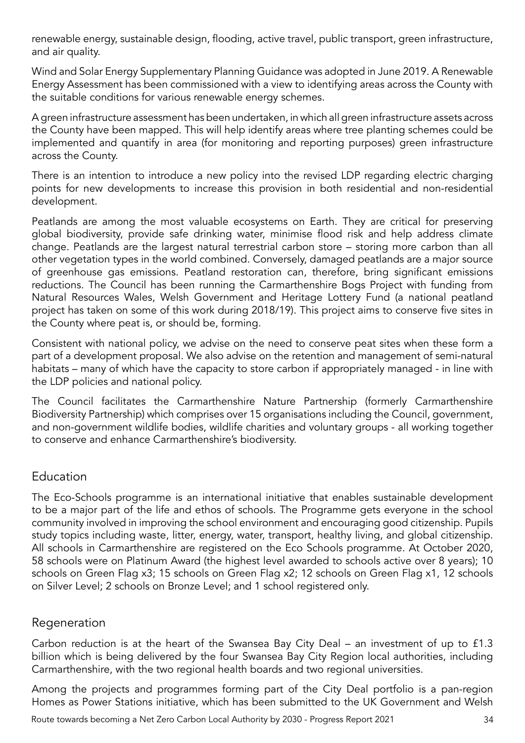renewable energy, sustainable design, flooding, active travel, public transport, green infrastructure, and air quality.

Wind and Solar Energy Supplementary Planning Guidance was adopted in June 2019. A Renewable Energy Assessment has been commissioned with a view to identifying areas across the County with the suitable conditions for various renewable energy schemes.

A green infrastructure assessment has been undertaken, in which all green infrastructure assets across the County have been mapped. This will help identify areas where tree planting schemes could be implemented and quantify in area (for monitoring and reporting purposes) green infrastructure across the County.

There is an intention to introduce a new policy into the revised LDP regarding electric charging points for new developments to increase this provision in both residential and non-residential development.

Peatlands are among the most valuable ecosystems on Earth. They are critical for preserving global biodiversity, provide safe drinking water, minimise flood risk and help address climate change. Peatlands are the largest natural terrestrial carbon store – storing more carbon than all other vegetation types in the world combined. Conversely, damaged peatlands are a major source of greenhouse gas emissions. Peatland restoration can, therefore, bring significant emissions reductions. The Council has been running the Carmarthenshire Bogs Project with funding from Natural Resources Wales, Welsh Government and Heritage Lottery Fund (a national peatland project has taken on some of this work during 2018/19). This project aims to conserve five sites in the County where peat is, or should be, forming.

Consistent with national policy, we advise on the need to conserve peat sites when these form a part of a development proposal. We also advise on the retention and management of semi-natural habitats – many of which have the capacity to store carbon if appropriately managed - in line with the LDP policies and national policy.

The Council facilitates the Carmarthenshire Nature Partnership (formerly Carmarthenshire Biodiversity Partnership) which comprises over 15 organisations including the Council, government, and non-government wildlife bodies, wildlife charities and voluntary groups - all working together to conserve and enhance Carmarthenshire's biodiversity.

## Education

The Eco-Schools programme is an international initiative that enables sustainable development to be a major part of the life and ethos of schools. The Programme gets everyone in the school community involved in improving the school environment and encouraging good citizenship. Pupils study topics including waste, litter, energy, water, transport, healthy living, and global citizenship. All schools in Carmarthenshire are registered on the Eco Schools programme. At October 2020, 58 schools were on Platinum Award (the highest level awarded to schools active over 8 years); 10 schools on Green Flag x3; 15 schools on Green Flag x2; 12 schools on Green Flag x1, 12 schools on Silver Level; 2 schools on Bronze Level; and 1 school registered only.

## Regeneration

Carbon reduction is at the heart of the Swansea Bay City Deal – an investment of up to £1.3 billion which is being delivered by the four Swansea Bay City Region local authorities, including Carmarthenshire, with the two regional health boards and two regional universities.

Among the projects and programmes forming part of the City Deal portfolio is a pan-region Homes as Power Stations initiative, which has been submitted to the UK Government and Welsh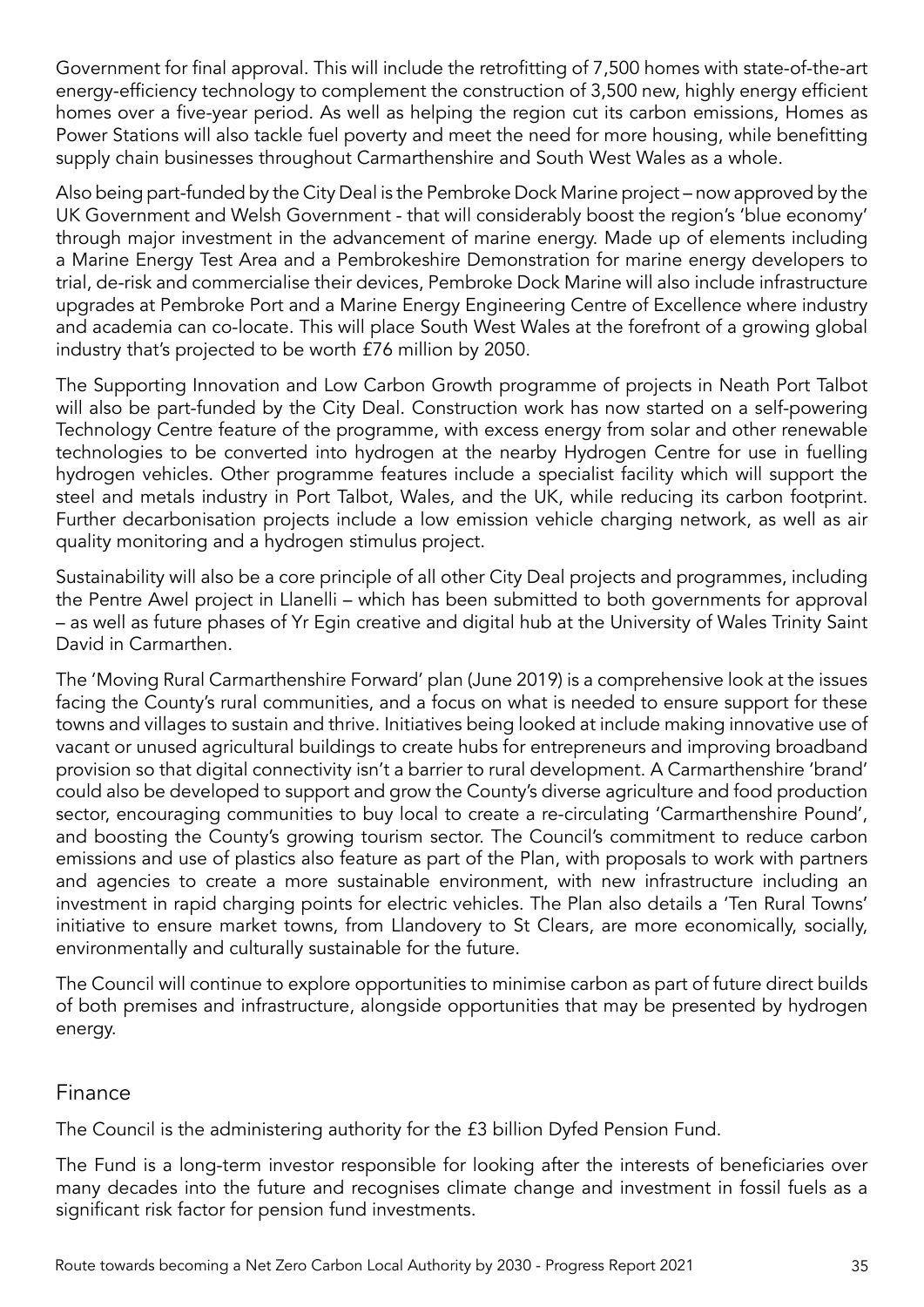Government for final approval. This will include the retrofitting of 7,500 homes with state-of-the-art energy-efficiency technology to complement the construction of 3,500 new, highly energy efficient homes over a five-year period. As well as helping the region cut its carbon emissions, Homes as Power Stations will also tackle fuel poverty and meet the need for more housing, while benefitting supply chain businesses throughout Carmarthenshire and South West Wales as a whole.

Also being part-funded by the City Deal is the Pembroke Dock Marine project – now approved by the UK Government and Welsh Government - that will considerably boost the region's 'blue economy' through major investment in the advancement of marine energy. Made up of elements including a Marine Energy Test Area and a Pembrokeshire Demonstration for marine energy developers to trial, de-risk and commercialise their devices, Pembroke Dock Marine will also include infrastructure upgrades at Pembroke Port and a Marine Energy Engineering Centre of Excellence where industry and academia can co-locate. This will place South West Wales at the forefront of a growing global industry that's projected to be worth £76 million by 2050.

The Supporting Innovation and Low Carbon Growth programme of projects in Neath Port Talbot will also be part-funded by the City Deal. Construction work has now started on a self-powering Technology Centre feature of the programme, with excess energy from solar and other renewable technologies to be converted into hydrogen at the nearby Hydrogen Centre for use in fuelling hydrogen vehicles. Other programme features include a specialist facility which will support the steel and metals industry in Port Talbot, Wales, and the UK, while reducing its carbon footprint. Further decarbonisation projects include a low emission vehicle charging network, as well as air quality monitoring and a hydrogen stimulus project.

Sustainability will also be a core principle of all other City Deal projects and programmes, including the Pentre Awel project in Llanelli – which has been submitted to both governments for approval – as well as future phases of Yr Egin creative and digital hub at the University of Wales Trinity Saint David in Carmarthen.

The 'Moving Rural Carmarthenshire Forward' plan (June 2019) is a comprehensive look at the issues facing the County's rural communities, and a focus on what is needed to ensure support for these towns and villages to sustain and thrive. Initiatives being looked at include making innovative use of vacant or unused agricultural buildings to create hubs for entrepreneurs and improving broadband provision so that digital connectivity isn't a barrier to rural development. A Carmarthenshire 'brand' could also be developed to support and grow the County's diverse agriculture and food production sector, encouraging communities to buy local to create a re-circulating 'Carmarthenshire Pound', and boosting the County's growing tourism sector. The Council's commitment to reduce carbon emissions and use of plastics also feature as part of the Plan, with proposals to work with partners and agencies to create a more sustainable environment, with new infrastructure including an investment in rapid charging points for electric vehicles. The Plan also details a 'Ten Rural Towns' initiative to ensure market towns, from Llandovery to St Clears, are more economically, socially, environmentally and culturally sustainable for the future.

The Council will continue to explore opportunities to minimise carbon as part of future direct builds of both premises and infrastructure, alongside opportunities that may be presented by hydrogen energy.

## Finance

The Council is the administering authority for the £3 billion Dyfed Pension Fund.

The Fund is a long-term investor responsible for looking after the interests of beneficiaries over many decades into the future and recognises climate change and investment in fossil fuels as a significant risk factor for pension fund investments.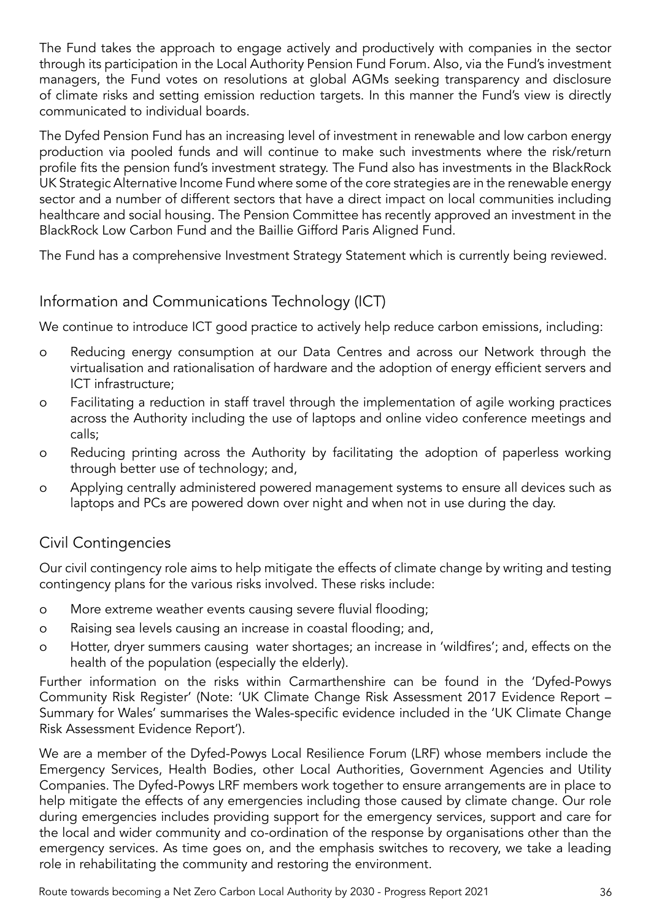The Fund takes the approach to engage actively and productively with companies in the sector through its participation in the Local Authority Pension Fund Forum. Also, via the Fund's investment managers, the Fund votes on resolutions at global AGMs seeking transparency and disclosure of climate risks and setting emission reduction targets. In this manner the Fund's view is directly communicated to individual boards.

The Dyfed Pension Fund has an increasing level of investment in renewable and low carbon energy production via pooled funds and will continue to make such investments where the risk/return profile fits the pension fund's investment strategy. The Fund also has investments in the BlackRock UK Strategic Alternative Income Fund where some of the core strategies are in the renewable energy sector and a number of different sectors that have a direct impact on local communities including healthcare and social housing. The Pension Committee has recently approved an investment in the BlackRock Low Carbon Fund and the Baillie Gifford Paris Aligned Fund.

The Fund has a comprehensive Investment Strategy Statement which is currently being reviewed.

## Information and Communications Technology (ICT)

We continue to introduce ICT good practice to actively help reduce carbon emissions, including:

- Reducing energy consumption at our Data Centres and across our Network through the virtualisation and rationalisation of hardware and the adoption of energy efficient servers and ICT infrastructure;
- Facilitating a reduction in staff travel through the implementation of agile working practices across the Authority including the use of laptops and online video conference meetings and calls;
- Reducing printing across the Authority by facilitating the adoption of paperless working through better use of technology; and,
- Applying centrally administered powered management systems to ensure all devices such as laptops and PCs are powered down over night and when not in use during the day.

## Civil Contingencies

Our civil contingency role aims to help mitigate the effects of climate change by writing and testing contingency plans for the various risks involved. These risks include:

- More extreme weather events causing severe fluvial flooding;
- Raising sea levels causing an increase in coastal flooding; and,
- Hotter, dryer summers causing water shortages; an increase in 'wildfires'; and, effects on the health of the population (especially the elderly).

Further information on the risks within Carmarthenshire can be found in the 'Dyfed-Powys Community Risk Register' (Note: 'UK Climate Change Risk Assessment 2017 Evidence Report – Summary for Wales' summarises the Wales-specific evidence included in the 'UK Climate Change Risk Assessment Evidence Report').

We are a member of the Dyfed-Powys Local Resilience Forum (LRF) whose members include the Emergency Services, Health Bodies, other Local Authorities, Government Agencies and Utility Companies. The Dyfed-Powys LRF members work together to ensure arrangements are in place to help mitigate the effects of any emergencies including those caused by climate change. Our role during emergencies includes providing support for the emergency services, support and care for the local and wider community and co-ordination of the response by organisations other than the emergency services. As time goes on, and the emphasis switches to recovery, we take a leading role in rehabilitating the community and restoring the environment.